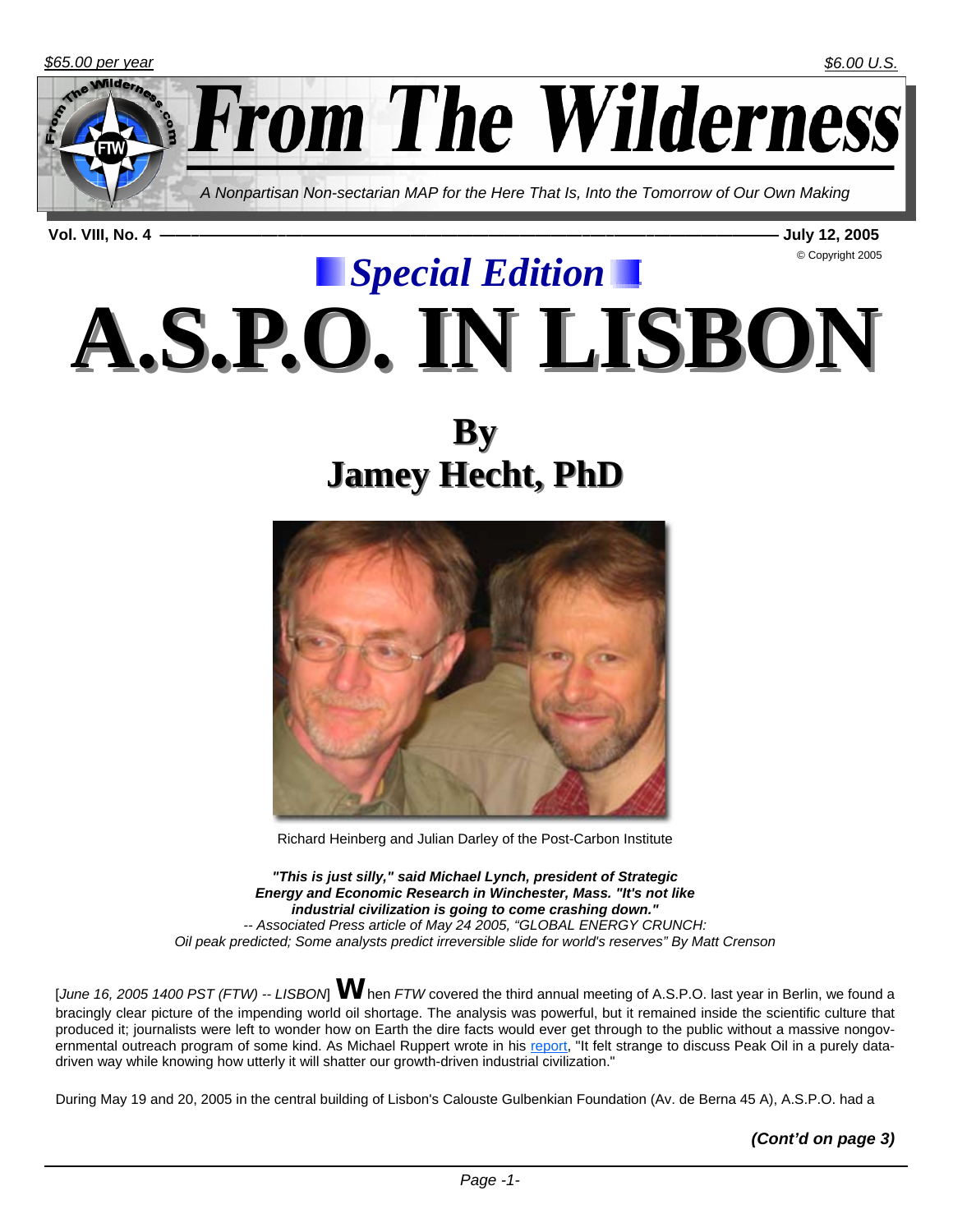$65.00 per year

$6.00 U.S.

# From The Wilderness

*A Nonpartisan Non-sectarian MAP for the Here That Is, Into the Tomorrow of Our Own Making*

**Vol. VIII, No. 4 — July 12, 2005**

© Copyright 2005

## *Special Edition*

# A.S.P.O. IN LISBON

## By Jamey Hecht, PhD

Richard Heinberg and Julian Darley of the Post-Carbon Institute

***"This is just silly," said Michael Lynch, president of Strategic Energy and Economic Research in Winchester, Mass. "It's not like industrial civilization is going to come crashing down."***
*-- Associated Press article of May 24 2005, "GLOBAL ENERGY CRUNCH: Oil peak predicted; Some analysts predict irreversible slide for world's reserves" By Matt Crenson*

[*June 16, 2005 1400 PST (FTW) -- LISBON*] **W**hen *FTW* covered the third annual meeting of A.S.P.O. last year in Berlin, we found a bracingly clear picture of the impending world oil shortage. The analysis was powerful, but it remained inside the scientific culture that produced it; journalists were left to wonder how on Earth the dire facts would ever get through to the public without a massive nongovernmental outreach program of some kind. As Michael Ruppert wrote in his report, "It felt strange to discuss Peak Oil in a purely data-driven way while knowing how utterly it will shatter our growth-driven industrial civilization."

During May 19 and 20, 2005 in the central building of Lisbon's Calouste Gulbenkian Foundation (Av. de Berna 45 A), A.S.P.O. had a

***(Cont'd on page 3)***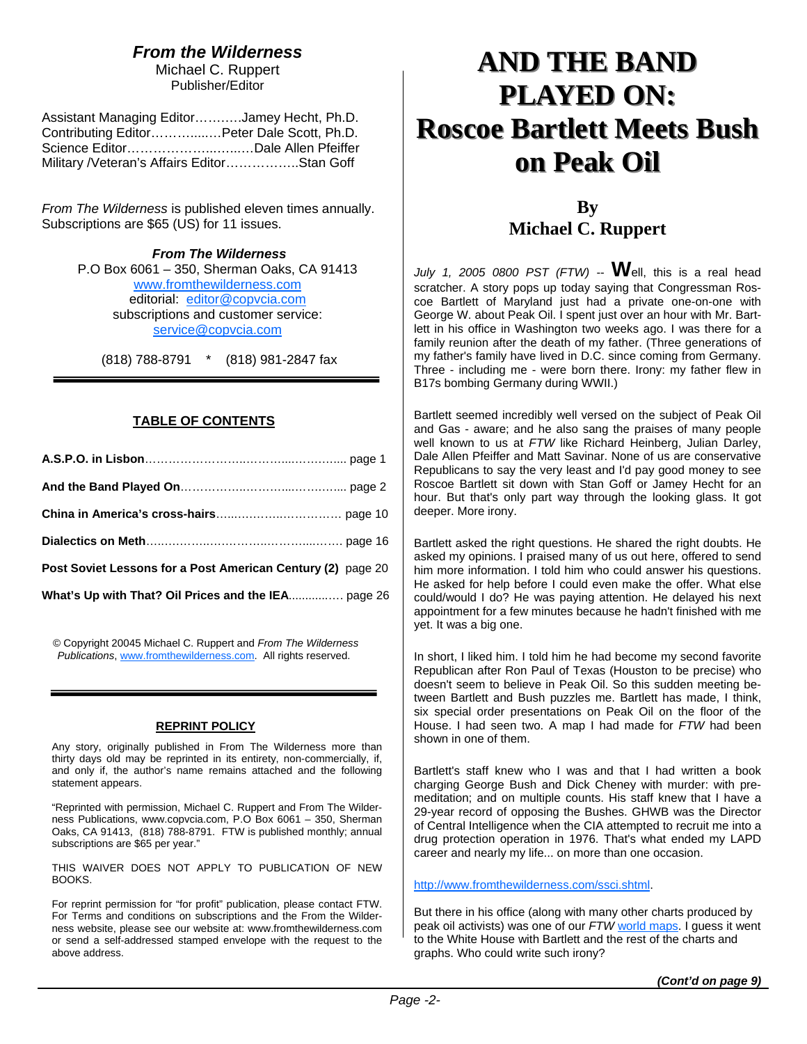## *From the Wilderness*

Michael C. Ruppert
Publisher/Editor

Assistant Managing Editor………..Jamey Hecht, Ph.D.
Contributing Editor………..….Peter Dale Scott, Ph.D.
Science Editor…………………..…..…Dale Allen Pfeiffer
Military /Veteran's Affairs Editor……………..Stan Goff

*From The Wilderness* is published eleven times annually. Subscriptions are $65 (US) for 11 issues.

***From The Wilderness***
P.O Box 6061 – 350, Sherman Oaks, CA 91413
www.fromthewilderness.com
editorial: editor@copvcia.com
subscriptions and customer service:
service@copvcia.com

(818) 788-8791 * (818) 981-2847 fax

### TABLE OF CONTENTS

**A.S.P.O. in Lisbon**………………………..……....…….…... page 1

**And the Band Played On**………………..……...…..…….... page 2

**China in America's cross-hairs**…..…………..…………… page 10

**Dialectics on Meth**……………..…………..……….…..……. page 16

**Post Soviet Lessons for a Post American Century (2)** page 20

**What's Up with That? Oil Prices and the IEA**..............…. page 26

© Copyright 20045 Michael C. Ruppert and *From The Wilderness Publications*, www.fromthewilderness.com. All rights reserved.

### REPRINT POLICY

Any story, originally published in From The Wilderness more than thirty days old may be reprinted in its entirety, non-commercially, if, and only if, the author's name remains attached and the following statement appears.

"Reprinted with permission, Michael C. Ruppert and From The Wilderness Publications, www.copvcia.com, P.O Box 6061 – 350, Sherman Oaks, CA 91413, (818) 788-8791. FTW is published monthly; annual subscriptions are $65 per year."

THIS WAIVER DOES NOT APPLY TO PUBLICATION OF NEW BOOKS.

For reprint permission for "for profit" publication, please contact FTW. For Terms and conditions on subscriptions and the From the Wilderness website, please see our website at: www.fromthewilderness.com or send a self-addressed stamped envelope with the request to the above address.

# AND THE BAND PLAYED ON: Roscoe Bartlett Meets Bush on Peak Oil

**By**
**Michael C. Ruppert**

*July 1, 2005 0800 PST (FTW)* -- **W**ell, this is a real head scratcher. A story pops up today saying that Congressman Roscoe Bartlett of Maryland just had a private one-on-one with George W. about Peak Oil. I spent just over an hour with Mr. Bartlett in his office in Washington two weeks ago. I was there for a family reunion after the death of my father. (Three generations of my father's family have lived in D.C. since coming from Germany. Three - including me - were born there. Irony: my father flew in B17s bombing Germany during WWII.)

Bartlett seemed incredibly well versed on the subject of Peak Oil and Gas - aware; and he also sang the praises of many people well known to us at *FTW* like Richard Heinberg, Julian Darley, Dale Allen Pfeiffer and Matt Savinar. None of us are conservative Republicans to say the very least and I'd pay good money to see Roscoe Bartlett sit down with Stan Goff or Jamey Hecht for an hour. But that's only part way through the looking glass. It got deeper. More irony.

Bartlett asked the right questions. He shared the right doubts. He asked my opinions. I praised many of us out here, offered to send him more information. I told him who could answer his questions. He asked for help before I could even make the offer. What else could/would I do? He was paying attention. He delayed his next appointment for a few minutes because he hadn't finished with me yet. It was a big one.

In short, I liked him. I told him he had become my second favorite Republican after Ron Paul of Texas (Houston to be precise) who doesn't seem to believe in Peak Oil. So this sudden meeting between Bartlett and Bush puzzles me. Bartlett has made, I think, six special order presentations on Peak Oil on the floor of the House. I had seen two. A map I had made for *FTW* had been shown in one of them.

Bartlett's staff knew who I was and that I had written a book charging George Bush and Dick Cheney with murder: with premeditation; and on multiple counts. His staff knew that I have a 29-year record of opposing the Bushes. GHWB was the Director of Central Intelligence when the CIA attempted to recruit me into a drug protection operation in 1976. That's what ended my LAPD career and nearly my life... on more than one occasion.

http://www.fromthewilderness.com/ssci.shtml.

But there in his office (along with many other charts produced by peak oil activists) was one of our *FTW* world maps. I guess it went to the White House with Bartlett and the rest of the charts and graphs. Who could write such irony?

***(Cont'd on page 9)***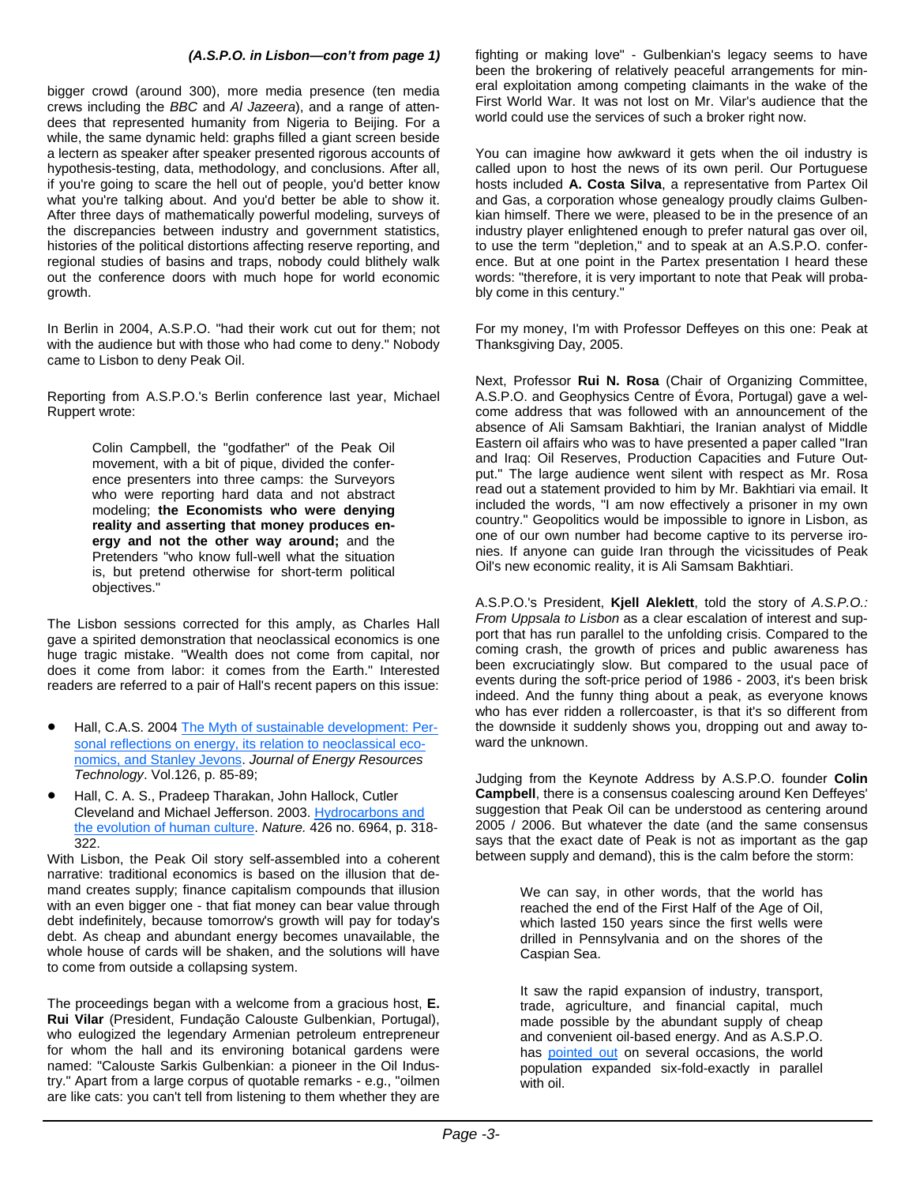***(A.S.P.O. in Lisbon—con't from page 1)***

bigger crowd (around 300), more media presence (ten media crews including the *BBC* and *Al Jazeera*), and a range of attendees that represented humanity from Nigeria to Beijing. For a while, the same dynamic held: graphs filled a giant screen beside a lectern as speaker after speaker presented rigorous accounts of hypothesis-testing, data, methodology, and conclusions. After all, if you're going to scare the hell out of people, you'd better know what you're talking about. And you'd better be able to show it. After three days of mathematically powerful modeling, surveys of the discrepancies between industry and government statistics, histories of the political distortions affecting reserve reporting, and regional studies of basins and traps, nobody could blithely walk out the conference doors with much hope for world economic growth.

In Berlin in 2004, A.S.P.O. "had their work cut out for them; not with the audience but with those who had come to deny." Nobody came to Lisbon to deny Peak Oil.

Reporting from A.S.P.O.'s Berlin conference last year, Michael Ruppert wrote:

> Colin Campbell, the "godfather" of the Peak Oil movement, with a bit of pique, divided the conference presenters into three camps: the Surveyors who were reporting hard data and not abstract modeling; **the Economists who were denying reality and asserting that money produces energy and not the other way around;** and the Pretenders "who know full-well what the situation is, but pretend otherwise for short-term political objectives."

The Lisbon sessions corrected for this amply, as Charles Hall gave a spirited demonstration that neoclassical economics is one huge tragic mistake. "Wealth does not come from capital, nor does it come from labor: it comes from the Earth." Interested readers are referred to a pair of Hall's recent papers on this issue:

- Hall, C.A.S. 2004 The Myth of sustainable development: Personal reflections on energy, its relation to neoclassical economics, and Stanley Jevons. *Journal of Energy Resources Technology*. Vol.126, p. 85-89;
- Hall, C. A. S., Pradeep Tharakan, John Hallock, Cutler Cleveland and Michael Jefferson. 2003. Hydrocarbons and the evolution of human culture. *Nature.* 426 no. 6964, p. 318-322.

With Lisbon, the Peak Oil story self-assembled into a coherent narrative: traditional economics is based on the illusion that demand creates supply; finance capitalism compounds that illusion with an even bigger one - that fiat money can bear value through debt indefinitely, because tomorrow's growth will pay for today's debt. As cheap and abundant energy becomes unavailable, the whole house of cards will be shaken, and the solutions will have to come from outside a collapsing system.

The proceedings began with a welcome from a gracious host, **E. Rui Vilar** (President, Fundação Calouste Gulbenkian, Portugal), who eulogized the legendary Armenian petroleum entrepreneur for whom the hall and its environing botanical gardens were named: "Calouste Sarkis Gulbenkian: a pioneer in the Oil Industry." Apart from a large corpus of quotable remarks - e.g., "oilmen are like cats: you can't tell from listening to them whether they are fighting or making love" - Gulbenkian's legacy seems to have been the brokering of relatively peaceful arrangements for mineral exploitation among competing claimants in the wake of the First World War. It was not lost on Mr. Vilar's audience that the world could use the services of such a broker right now.

You can imagine how awkward it gets when the oil industry is called upon to host the news of its own peril. Our Portuguese hosts included **A. Costa Silva**, a representative from Partex Oil and Gas, a corporation whose genealogy proudly claims Gulbenkian himself. There we were, pleased to be in the presence of an industry player enlightened enough to prefer natural gas over oil, to use the term "depletion," and to speak at an A.S.P.O. conference. But at one point in the Partex presentation I heard these words: "therefore, it is very important to note that Peak will probably come in this century."

For my money, I'm with Professor Deffeyes on this one: Peak at Thanksgiving Day, 2005.

Next, Professor **Rui N. Rosa** (Chair of Organizing Committee, A.S.P.O. and Geophysics Centre of Évora, Portugal) gave a welcome address that was followed with an announcement of the absence of Ali Samsam Bakhtiari, the Iranian analyst of Middle Eastern oil affairs who was to have presented a paper called "Iran and Iraq: Oil Reserves, Production Capacities and Future Output." The large audience went silent with respect as Mr. Rosa read out a statement provided to him by Mr. Bakhtiari via email. It included the words, "I am now effectively a prisoner in my own country." Geopolitics would be impossible to ignore in Lisbon, as one of our own number had become captive to its perverse ironies. If anyone can guide Iran through the vicissitudes of Peak Oil's new economic reality, it is Ali Samsam Bakhtiari.

A.S.P.O.'s President, **Kjell Aleklett**, told the story of *A.S.P.O.: From Uppsala to Lisbon* as a clear escalation of interest and support that has run parallel to the unfolding crisis. Compared to the coming crash, the growth of prices and public awareness has been excruciatingly slow. But compared to the usual pace of events during the soft-price period of 1986 - 2003, it's been brisk indeed. And the funny thing about a peak, as everyone knows who has ever ridden a rollercoaster, is that it's so different from the downside it suddenly shows you, dropping out and away toward the unknown.

Judging from the Keynote Address by A.S.P.O. founder **Colin Campbell**, there is a consensus coalescing around Ken Deffeyes' suggestion that Peak Oil can be understood as centering around 2005 / 2006. But whatever the date (and the same consensus says that the exact date of Peak is not as important as the gap between supply and demand), this is the calm before the storm:

> We can say, in other words, that the world has reached the end of the First Half of the Age of Oil, which lasted 150 years since the first wells were drilled in Pennsylvania and on the shores of the Caspian Sea.
>
> It saw the rapid expansion of industry, transport, trade, agriculture, and financial capital, much made possible by the abundant supply of cheap and convenient oil-based energy. And as A.S.P.O. has pointed out on several occasions, the world population expanded six-fold-exactly in parallel with oil.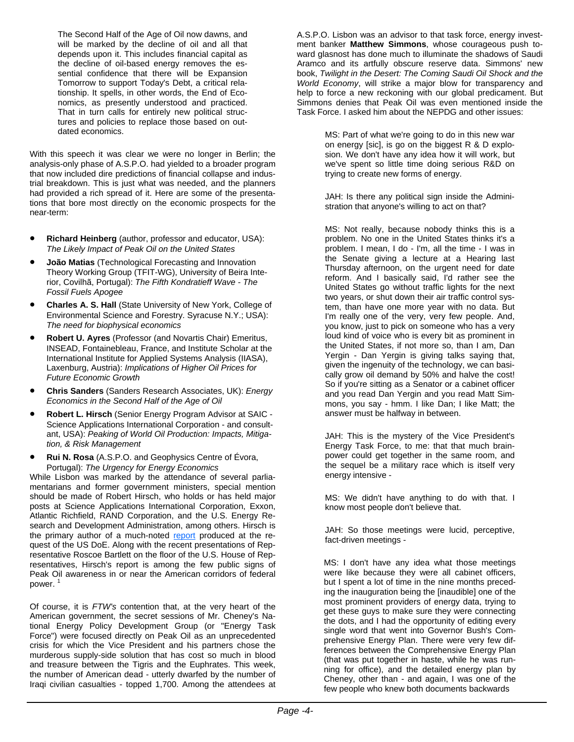> The Second Half of the Age of Oil now dawns, and will be marked by the decline of oil and all that depends upon it. This includes financial capital as the decline of oil-based energy removes the essential confidence that there will be Expansion Tomorrow to support Today's Debt, a critical relationship. It spells, in other words, the End of Economics, as presently understood and practiced. That in turn calls for entirely new political structures and policies to replace those based on outdated economics.

With this speech it was clear we were no longer in Berlin; the analysis-only phase of A.S.P.O. had yielded to a broader program that now included dire predictions of financial collapse and industrial breakdown. This is just what was needed, and the planners had provided a rich spread of it. Here are some of the presentations that bore most directly on the economic prospects for the near-term:

- **Richard Heinberg** (author, professor and educator, USA): *The Likely Impact of Peak Oil on the United States*
- **João Matias** (Technological Forecasting and Innovation Theory Working Group (TFIT-WG), University of Beira Interior, Covilhã, Portugal): *The Fifth Kondratieff Wave - The Fossil Fuels Apogee*
- **Charles A. S. Hall** (State University of New York, College of Environmental Science and Forestry. Syracuse N.Y.; USA): *The need for biophysical economics*
- **Robert U. Ayres** (Professor (and Novartis Chair) Emeritus, INSEAD, Fontainebleau, France, and Institute Scholar at the International Institute for Applied Systems Analysis (IIASA), Laxenburg, Austria): *Implications of Higher Oil Prices for Future Economic Growth*
- **Chris Sanders** (Sanders Research Associates, UK): *Energy Economics in the Second Half of the Age of Oil*
- **Robert L. Hirsch** (Senior Energy Program Advisor at SAIC - Science Applications International Corporation - and consultant, USA): *Peaking of World Oil Production: Impacts, Mitigation, & Risk Management*
- **Rui N. Rosa** (A.S.P.O. and Geophysics Centre of Évora, Portugal): *The Urgency for Energy Economics*

While Lisbon was marked by the attendance of several parliamentarians and former government ministers, special mention should be made of Robert Hirsch, who holds or has held major posts at Science Applications International Corporation, Exxon, Atlantic Richfield, RAND Corporation, and the U.S. Energy Research and Development Administration, among others. Hirsch is the primary author of a much-noted report produced at the request of the US DoE. Along with the recent presentations of Representative Roscoe Bartlett on the floor of the U.S. House of Representatives, Hirsch's report is among the few public signs of Peak Oil awareness in or near the American corridors of federal power. [1]

Of course, it is *FTW's* contention that, at the very heart of the American government, the secret sessions of Mr. Cheney's National Energy Policy Development Group (or "Energy Task Force") were focused directly on Peak Oil as an unprecedented crisis for which the Vice President and his partners chose the murderous supply-side solution that has cost so much in blood and treasure between the Tigris and the Euphrates. This week, the number of American dead - utterly dwarfed by the number of Iraqi civilian casualties - topped 1,700. Among the attendees at A.S.P.O. Lisbon was an advisor to that task force, energy investment banker **Matthew Simmons**, whose courageous push toward glasnost has done much to illuminate the shadows of Saudi Aramco and its artfully obscure reserve data. Simmons' new book, *Twilight in the Desert: The Coming Saudi Oil Shock and the World Economy*, will strike a major blow for transparency and help to force a new reckoning with our global predicament. But Simmons denies that Peak Oil was even mentioned inside the Task Force. I asked him about the NEPDG and other issues:

> MS: Part of what we're going to do in this new war on energy [sic], is go on the biggest R & D explosion. We don't have any idea how it will work, but we've spent so little time doing serious R&D on trying to create new forms of energy.
>
> JAH: Is there any political sign inside the Administration that anyone's willing to act on that?
>
> MS: Not really, because nobody thinks this is a problem. No one in the United States thinks it's a problem. I mean, I do - I'm, all the time - I was in the Senate giving a lecture at a Hearing last Thursday afternoon, on the urgent need for date reform. And I basically said, I'd rather see the United States go without traffic lights for the next two years, or shut down their air traffic control system, than have one more year with no data. But I'm really one of the very, very few people. And, you know, just to pick on someone who has a very loud kind of voice who is every bit as prominent in the United States, if not more so, than I am, Dan Yergin - Dan Yergin is giving talks saying that, given the ingenuity of the technology, we can basically grow oil demand by 50% and halve the cost! So if you're sitting as a Senator or a cabinet officer and you read Dan Yergin and you read Matt Simmons, you say - hmm. I like Dan; I like Matt; the answer must be halfway in between.
>
> JAH: This is the mystery of the Vice President's Energy Task Force, to me: that that much brainpower could get together in the same room, and the sequel be a military race which is itself very energy intensive -
>
> MS: We didn't have anything to do with that. I know most people don't believe that.
>
> JAH: So those meetings were lucid, perceptive, fact-driven meetings -
>
> MS: I don't have any idea what those meetings were like because they were all cabinet officers, but I spent a lot of time in the nine months preceding the inauguration being the [inaudible] one of the most prominent providers of energy data, trying to get these guys to make sure they were connecting the dots, and I had the opportunity of editing every single word that went into Governor Bush's Comprehensive Energy Plan. There were very few differences between the Comprehensive Energy Plan (that was put together in haste, while he was running for office), and the detailed energy plan by Cheney, other than - and again, I was one of the few people who knew both documents backwards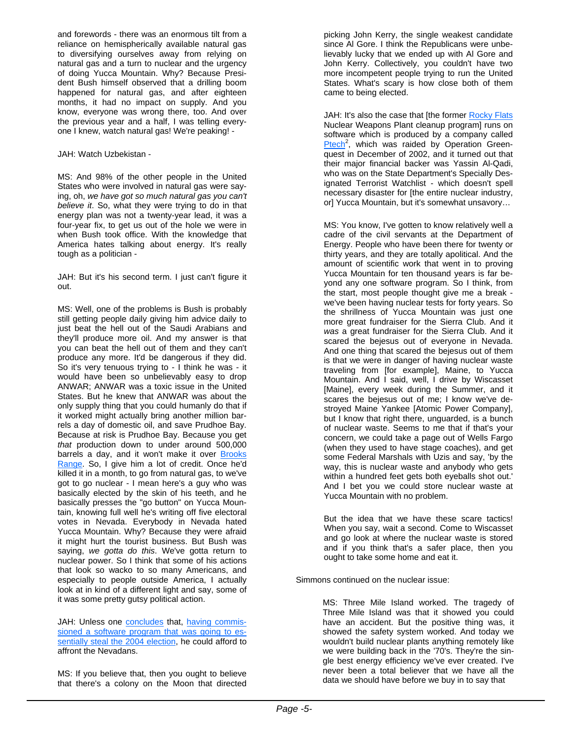and forewords - there was an enormous tilt from a reliance on hemispherically available natural gas to diversifying ourselves away from relying on natural gas and a turn to nuclear and the urgency of doing Yucca Mountain. Why? Because President Bush himself observed that a drilling boom happened for natural gas, and after eighteen months, it had no impact on supply. And you know, everyone was wrong there, too. And over the previous year and a half, I was telling everyone I knew, watch natural gas! We're peaking! -

JAH: Watch Uzbekistan -

MS: And 98% of the other people in the United States who were involved in natural gas were saying, oh, *we have got so much natural gas you can't believe it*. So, what they were trying to do in that energy plan was not a twenty-year lead, it was a four-year fix, to get us out of the hole we were in when Bush took office. With the knowledge that America hates talking about energy. It's really tough as a politician -

JAH: But it's his second term. I just can't figure it out.

MS: Well, one of the problems is Bush is probably still getting people daily giving him advice daily to just beat the hell out of the Saudi Arabians and they'll produce more oil. And my answer is that you can beat the hell out of them and they can't produce any more. It'd be dangerous if they did. So it's very tenuous trying to - I think he was - it would have been so unbelievably easy to drop ANWAR; ANWAR was a toxic issue in the United States. But he knew that ANWAR was about the only supply thing that you could humanly do that if it worked might actually bring another million barrels a day of domestic oil, and save Prudhoe Bay. Because at risk is Prudhoe Bay. Because you get *that* production down to under around 500,000 barrels a day, and it won't make it over Brooks Range. So, I give him a lot of credit. Once he'd killed it in a month, to go from natural gas, to we've got to go nuclear - I mean here's a guy who was basically elected by the skin of his teeth, and he basically presses the "go button" on Yucca Mountain, knowing full well he's writing off five electoral votes in Nevada. Everybody in Nevada hated Yucca Mountain. Why? Because they were afraid it might hurt the tourist business. But Bush was saying, *we gotta do this*. We've gotta return to nuclear power. So I think that some of his actions that look so wacko to so many Americans, and especially to people outside America, I actually look at in kind of a different light and say, some of it was some pretty gutsy political action.

JAH: Unless one concludes that, having commissioned a software program that was going to essentially steal the 2004 election, he could afford to affront the Nevadans.

MS: If you believe that, then you ought to believe that there's a colony on the Moon that directed picking John Kerry, the single weakest candidate since Al Gore. I think the Republicans were unbelievably lucky that we ended up with Al Gore and John Kerry. Collectively, you couldn't have two more incompetent people trying to run the United States. What's scary is how close both of them came to being elected.

JAH: It's also the case that [the former Rocky Flats Nuclear Weapons Plant cleanup program] runs on software which is produced by a company called Ptech[2], which was raided by Operation Greenquest in December of 2002, and it turned out that their major financial backer was Yassin Al-Qadi, who was on the State Department's Specially Designated Terrorist Watchlist - which doesn't spell necessary disaster for [the entire nuclear industry, or] Yucca Mountain, but it's somewhat unsavory…

MS: You know, I've gotten to know relatively well a cadre of the civil servants at the Department of Energy. People who have been there for twenty or thirty years, and they are totally apolitical. And the amount of scientific work that went in to proving Yucca Mountain for ten thousand years is far beyond any one software program. So I think, from the start, most people thought give me a break - we've been having nuclear tests for forty years. So the shrillness of Yucca Mountain was just one more great fundraiser for the Sierra Club. And it *was* a great fundraiser for the Sierra Club. And it scared the bejesus out of everyone in Nevada. And one thing that scared the bejesus out of them is that we were in danger of having nuclear waste traveling from [for example], Maine, to Yucca Mountain. And I said, well, I drive by Wiscasset [Maine], every week during the Summer, and it scares the bejesus out of me; I know we've destroyed Maine Yankee [Atomic Power Company], but I know that right there, unguarded, is a bunch of nuclear waste. Seems to me that if that's your concern, we could take a page out of Wells Fargo (when they used to have stage coaches), and get some Federal Marshals with Uzis and say, 'by the way, this is nuclear waste and anybody who gets within a hundred feet gets both eyeballs shot out.' And I bet you we could store nuclear waste at Yucca Mountain with no problem.

But the idea that we have these scare tactics! When you say, wait a second. Come to Wiscasset and go look at where the nuclear waste is stored and if you think that's a safer place, then you ought to take some home and eat it.

Simmons continued on the nuclear issue:

MS: Three Mile Island worked. The tragedy of Three Mile Island was that it showed you could have an accident. But the positive thing was, it showed the safety system worked. And today we wouldn't build nuclear plants anything remotely like we were building back in the '70's. They're the single best energy efficiency we've ever created. I've never been a total believer that we have all the data we should have before we buy in to say that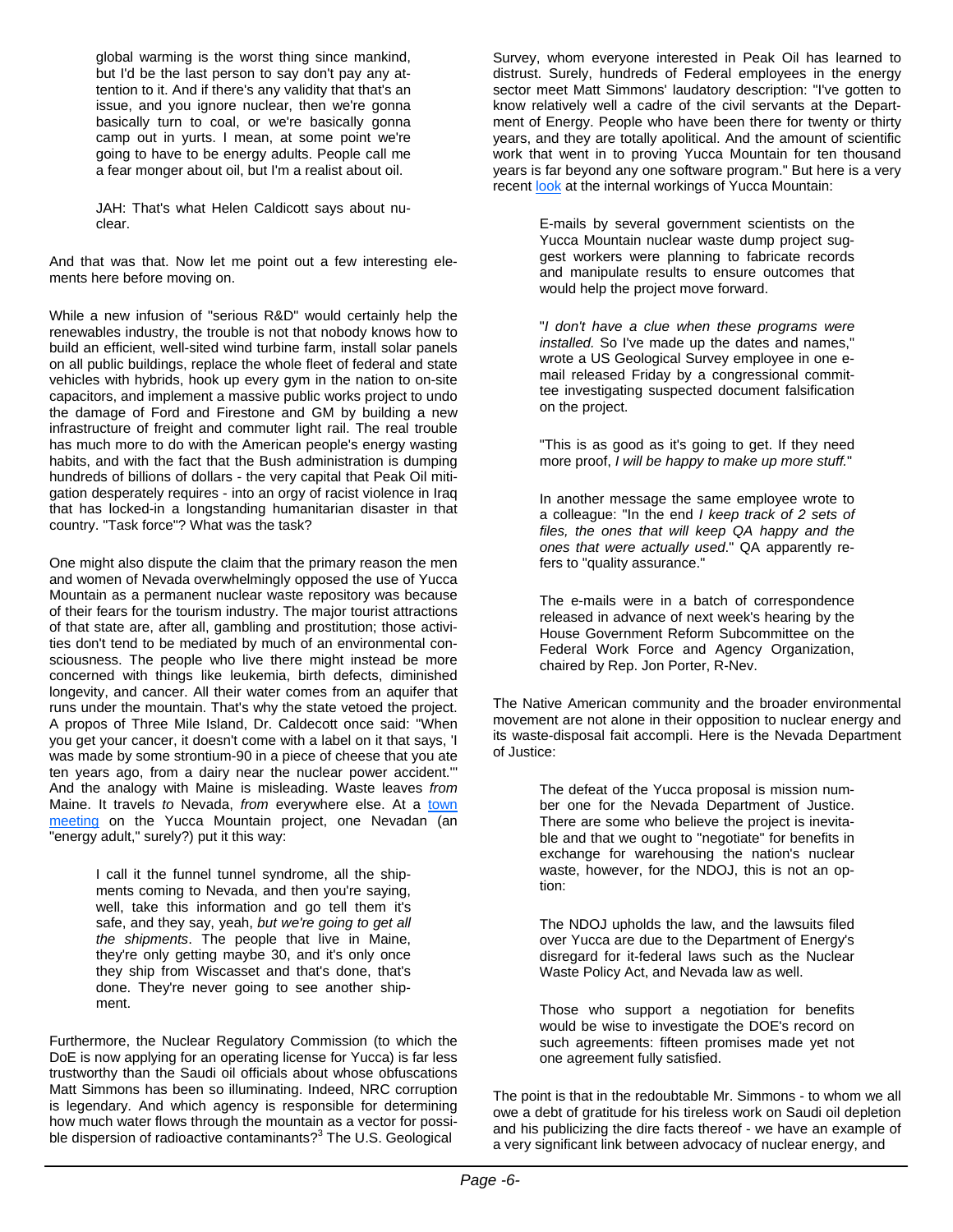> global warming is the worst thing since mankind, but I'd be the last person to say don't pay any attention to it. And if there's any validity that that's an issue, and you ignore nuclear, then we're gonna basically turn to coal, or we're basically gonna camp out in yurts. I mean, at some point we're going to have to be energy adults. People call me a fear monger about oil, but I'm a realist about oil.
>
> JAH: That's what Helen Caldicott says about nuclear.

And that was that. Now let me point out a few interesting elements here before moving on.

While a new infusion of "serious R&D" would certainly help the renewables industry, the trouble is not that nobody knows how to build an efficient, well-sited wind turbine farm, install solar panels on all public buildings, replace the whole fleet of federal and state vehicles with hybrids, hook up every gym in the nation to on-site capacitors, and implement a massive public works project to undo the damage of Ford and Firestone and GM by building a new infrastructure of freight and commuter light rail. The real trouble has much more to do with the American people's energy wasting habits, and with the fact that the Bush administration is dumping hundreds of billions of dollars - the very capital that Peak Oil mitigation desperately requires - into an orgy of racist violence in Iraq that has locked-in a longstanding humanitarian disaster in that country. "Task force"? What was the task?

One might also dispute the claim that the primary reason the men and women of Nevada overwhelmingly opposed the use of Yucca Mountain as a permanent nuclear waste repository was because of their fears for the tourism industry. The major tourist attractions of that state are, after all, gambling and prostitution; those activities don't tend to be mediated by much of an environmental consciousness. The people who live there might instead be more concerned with things like leukemia, birth defects, diminished longevity, and cancer. All their water comes from an aquifer that runs under the mountain. That's why the state vetoed the project. A propos of Three Mile Island, Dr. Caldecott once said: "When you get your cancer, it doesn't come with a label on it that says, 'I was made by some strontium-90 in a piece of cheese that you ate ten years ago, from a dairy near the nuclear power accident.'" And the analogy with Maine is misleading. Waste leaves *from* Maine. It travels *to* Nevada, *from* everywhere else. At a town meeting on the Yucca Mountain project, one Nevadan (an "energy adult," surely?) put it this way:

> I call it the funnel tunnel syndrome, all the shipments coming to Nevada, and then you're saying, well, take this information and go tell them it's safe, and they say, yeah, *but we're going to get all the shipments*. The people that live in Maine, they're only getting maybe 30, and it's only once they ship from Wiscasset and that's done, that's done. They're never going to see another shipment.

Furthermore, the Nuclear Regulatory Commission (to which the DoE is now applying for an operating license for Yucca) is far less trustworthy than the Saudi oil officials about whose obfuscations Matt Simmons has been so illuminating. Indeed, NRC corruption is legendary. And which agency is responsible for determining how much water flows through the mountain as a vector for possible dispersion of radioactive contaminants?[3] The U.S. Geological Survey, whom everyone interested in Peak Oil has learned to distrust. Surely, hundreds of Federal employees in the energy sector meet Matt Simmons' laudatory description: "I've gotten to know relatively well a cadre of the civil servants at the Department of Energy. People who have been there for twenty or thirty years, and they are totally apolitical. And the amount of scientific work that went in to proving Yucca Mountain for ten thousand years is far beyond any one software program." But here is a very recent look at the internal workings of Yucca Mountain:

> E-mails by several government scientists on the Yucca Mountain nuclear waste dump project suggest workers were planning to fabricate records and manipulate results to ensure outcomes that would help the project move forward.
>
> "*I don't have a clue when these programs were installed.* So I've made up the dates and names," wrote a US Geological Survey employee in one e-mail released Friday by a congressional committee investigating suspected document falsification on the project.
>
> "This is as good as it's going to get. If they need more proof, *I will be happy to make up more stuff.*"
>
> In another message the same employee wrote to a colleague: "In the end *I keep track of 2 sets of files, the ones that will keep QA happy and the ones that were actually used*." QA apparently refers to "quality assurance."
>
> The e-mails were in a batch of correspondence released in advance of next week's hearing by the House Government Reform Subcommittee on the Federal Work Force and Agency Organization, chaired by Rep. Jon Porter, R-Nev.

The Native American community and the broader environmental movement are not alone in their opposition to nuclear energy and its waste-disposal fait accompli. Here is the Nevada Department of Justice:

> The defeat of the Yucca proposal is mission number one for the Nevada Department of Justice. There are some who believe the project is inevitable and that we ought to "negotiate" for benefits in exchange for warehousing the nation's nuclear waste, however, for the NDOJ, this is not an option:
>
> The NDOJ upholds the law, and the lawsuits filed over Yucca are due to the Department of Energy's disregard for it-federal laws such as the Nuclear Waste Policy Act, and Nevada law as well.
>
> Those who support a negotiation for benefits would be wise to investigate the DOE's record on such agreements: fifteen promises made yet not one agreement fully satisfied.

The point is that in the redoubtable Mr. Simmons - to whom we all owe a debt of gratitude for his tireless work on Saudi oil depletion and his publicizing the dire facts thereof - we have an example of a very significant link between advocacy of nuclear energy, and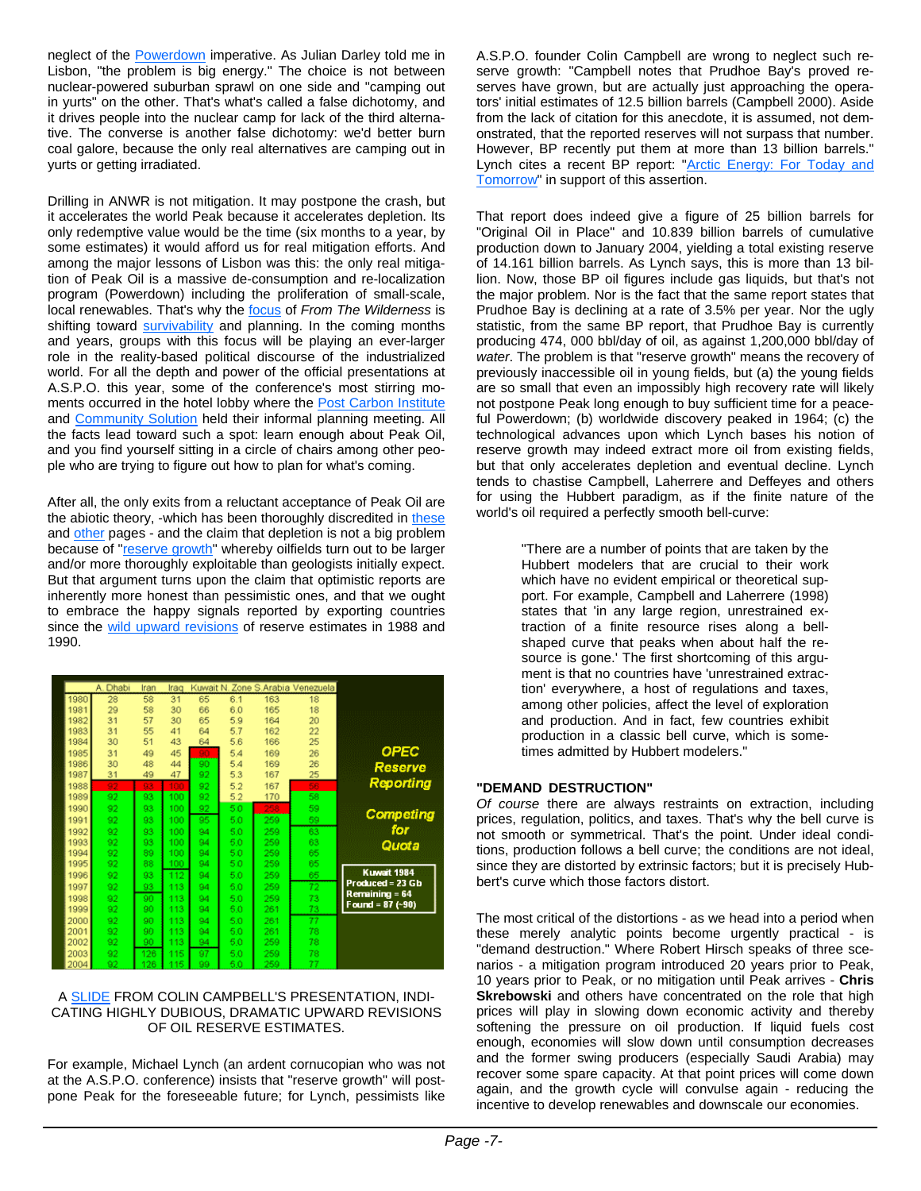neglect of the Powerdown imperative. As Julian Darley told me in Lisbon, "the problem is big energy." The choice is not between nuclear-powered suburban sprawl on one side and "camping out in yurts" on the other. That's what's called a false dichotomy, and it drives people into the nuclear camp for lack of the third alternative. The converse is another false dichotomy: we'd better burn coal galore, because the only real alternatives are camping out in yurts or getting irradiated.

Drilling in ANWR is not mitigation. It may postpone the crash, but it accelerates the world Peak because it accelerates depletion. Its only redemptive value would be the time (six months to a year, by some estimates) it would afford us for real mitigation efforts. And among the major lessons of Lisbon was this: the only real mitigation of Peak Oil is a massive de-consumption and re-localization program (Powerdown) including the proliferation of small-scale, local renewables. That's why the focus of *From The Wilderness* is shifting toward survivability and planning. In the coming months and years, groups with this focus will be playing an ever-larger role in the reality-based political discourse of the industrialized world. For all the depth and power of the official presentations at A.S.P.O. this year, some of the conference's most stirring moments occurred in the hotel lobby where the Post Carbon Institute and Community Solution held their informal planning meeting. All the facts lead toward such a spot: learn enough about Peak Oil, and you find yourself sitting in a circle of chairs among other people who are trying to figure out how to plan for what's coming.

After all, the only exits from a reluctant acceptance of Peak Oil are the abiotic theory, -which has been thoroughly discredited in these and other pages - and the claim that depletion is not a big problem because of "reserve growth" whereby oilfields turn out to be larger and/or more thoroughly exploitable than geologists initially expect. But that argument turns upon the claim that optimistic reports are inherently more honest than pessimistic ones, and that we ought to embrace the happy signals reported by exporting countries since the wild upward revisions of reserve estimates in 1988 and 1990.

| | A Dhabi | Iran | Iraq | Kuwait | N Zone | S Arabia | Venezuela |
|---|---|---|---|---|---|---|---|
| 1980 | 28 | 58 | 31 | 65 | 6.1 | 163 | 18 |
| 1981 | 29 | 58 | 30 | 66 | 6.0 | 165 | 18 |
| 1982 | 31 | 57 | 30 | 65 | 5.9 | 164 | 20 |
| 1983 | 31 | 55 | 41 | 64 | 5.7 | 162 | 22 |
| 1984 | 30 | 51 | 43 | 64 | 5.6 | 166 | 25 |
| 1985 | 31 | 49 | 45 | 90 | 5.4 | 169 | 26 |
| 1986 | 30 | 48 | 44 | 90 | 5.4 | 169 | 26 |
| 1987 | 31 | 49 | 47 | 92 | 5.3 | 167 | 25 |
| 1988 | 92 | 93 | 100 | 92 | 5.2 | 167 | 56 |
| 1989 | 92 | 93 | 100 | 92 | 5.2 | 170 | 58 |
| 1990 | 92 | 93 | 100 | 92 | 5.0 | 258 | 59 |
| 1991 | 92 | 93 | 100 | 95 | 5.0 | 259 | 59 |
| 1992 | 92 | 93 | 100 | 94 | 5.0 | 259 | 63 |
| 1993 | 92 | 93 | 100 | 94 | 5.0 | 259 | 63 |
| 1994 | 92 | 89 | 100 | 94 | 5.0 | 259 | 65 |
| 1995 | 92 | 88 | 100 | 94 | 5.0 | 259 | 65 |
| 1996 | 92 | 93 | 112 | 94 | 5.0 | 259 | 65 |
| 1997 | 92 | 93 | 113 | 94 | 5.0 | 259 | 72 |
| 1998 | 92 | 90 | 113 | 94 | 5.0 | 259 | 73 |
| 1999 | 92 | 90 | 113 | 94 | 5.0 | 261 | 73 |
| 2000 | 92 | 90 | 113 | 94 | 5.0 | 261 | 77 |
| 2001 | 92 | 90 | 113 | 94 | 5.0 | 261 | 78 |
| 2002 | 92 | 90 | 113 | 94 | 5.0 | 259 | 78 |
| 2003 | 92 | 126 | 115 | 97 | 5.0 | 259 | 78 |
| 2004 | 92 | 126 | 115 | 99 | 5.0 | 259 | 77 |

OPEC Reserve Reporting

Competing for Quota

Kuwait 1984
Produced = 23 Gb
Remaining = 64
Found = 87 (~90)

A SLIDE FROM COLIN CAMPBELL'S PRESENTATION, INDICATING HIGHLY DUBIOUS, DRAMATIC UPWARD REVISIONS OF OIL RESERVE ESTIMATES.

For example, Michael Lynch (an ardent cornucopian who was not at the A.S.P.O. conference) insists that "reserve growth" will postpone Peak for the foreseeable future; for Lynch, pessimists like A.S.P.O. founder Colin Campbell are wrong to neglect such reserve growth: "Campbell notes that Prudhoe Bay's proved reserves have grown, but are actually just approaching the operators' initial estimates of 12.5 billion barrels (Campbell 2000). Aside from the lack of citation for this anecdote, it is assumed, not demonstrated, that the reported reserves will not surpass that number. However, BP recently put them at more than 13 billion barrels." Lynch cites a recent BP report: "Arctic Energy: For Today and Tomorrow" in support of this assertion.

That report does indeed give a figure of 25 billion barrels for "Original Oil in Place" and 10.839 billion barrels of cumulative production down to January 2004, yielding a total existing reserve of 14.161 billion barrels. As Lynch says, this is more than 13 billion. Now, those BP oil figures include gas liquids, but that's not the major problem. Nor is the fact that the same report states that Prudhoe Bay is declining at a rate of 3.5% per year. Nor the ugly statistic, from the same BP report, that Prudhoe Bay is currently producing 474, 000 bbl/day of oil, as against 1,200,000 bbl/day of *water*. The problem is that "reserve growth" means the recovery of previously inaccessible oil in young fields, but (a) the young fields are so small that even an impossibly high recovery rate will likely not postpone Peak long enough to buy sufficient time for a peaceful Powerdown; (b) worldwide discovery peaked in 1964; (c) the technological advances upon which Lynch bases his notion of reserve growth may indeed extract more oil from existing fields, but that only accelerates depletion and eventual decline. Lynch tends to chastise Campbell, Laherrere and Deffeyes and others for using the Hubbert paradigm, as if the finite nature of the world's oil required a perfectly smooth bell-curve:

> "There are a number of points that are taken by the Hubbert modelers that are crucial to their work which have no evident empirical or theoretical support. For example, Campbell and Laherrere (1998) states that 'in any large region, unrestrained extraction of a finite resource rises along a bell-shaped curve that peaks when about half the resource is gone.' The first shortcoming of this argument is that no countries have 'unrestrained extraction' everywhere, a host of regulations and taxes, among other policies, affect the level of exploration and production. And in fact, few countries exhibit production in a classic bell curve, which is sometimes admitted by Hubbert modelers."

**"DEMAND DESTRUCTION"**

*Of course* there are always restraints on extraction, including prices, regulation, politics, and taxes. That's why the bell curve is not smooth or symmetrical. That's the point. Under ideal conditions, production follows a bell curve; the conditions are not ideal, since they are distorted by extrinsic factors; but it is precisely Hubbert's curve which those factors distort.

The most critical of the distortions - as we head into a period when these merely analytic points become urgently practical - is "demand destruction." Where Robert Hirsch speaks of three scenarios - a mitigation program introduced 20 years prior to Peak, 10 years prior to Peak, or no mitigation until Peak arrives - **Chris Skrebowski** and others have concentrated on the role that high prices will play in slowing down economic activity and thereby softening the pressure on oil production. If liquid fuels cost enough, economies will slow down until consumption decreases and the former swing producers (especially Saudi Arabia) may recover some spare capacity. At that point prices will come down again, and the growth cycle will convulse again - reducing the incentive to develop renewables and downscale our economies.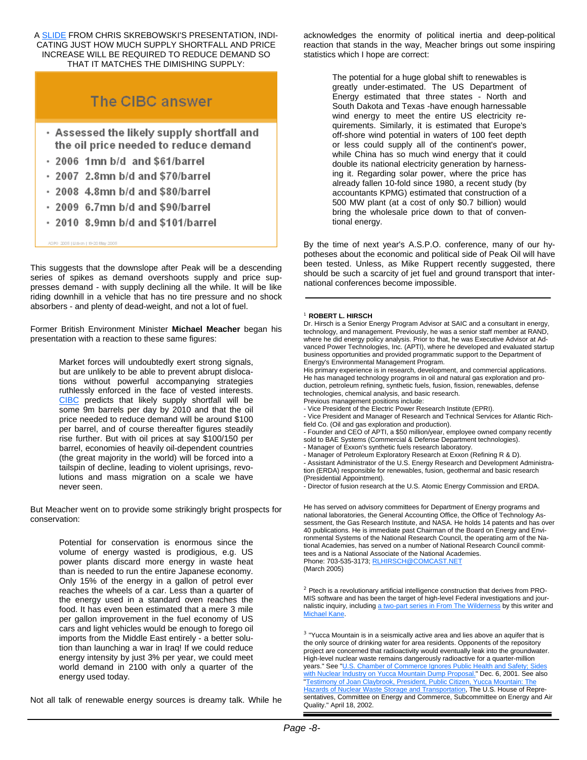A SLIDE FROM CHRIS SKREBOWSKI'S PRESENTATION, INDICATING JUST HOW MUCH SUPPLY SHORTFALL AND PRICE INCREASE WILL BE REQUIRED TO REDUCE DEMAND SO THAT IT MATCHES THE DIMISHING SUPPLY:

**The CIBC answer**

- Assessed the likely supply shortfall and the oil price needed to reduce demand
- 2006 1mn b/d and $61/barrel
- 2007 2.8mn b/d and $70/barrel
- 2008 4.8mn b/d and $80/barrel
- 2009 6.7mn b/d and $90/barrel
- 2010 8.9mn b/d and $101/barrel

ASPO 2005 | Lisbon | 19-20 May 2005

This suggests that the downslope after Peak will be a descending series of spikes as demand overshoots supply and price suppresses demand - with supply declining all the while. It will be like riding downhill in a vehicle that has no tire pressure and no shock absorbers - and plenty of dead-weight, and not a lot of fuel.

Former British Environment Minister **Michael Meacher** began his presentation with a reaction to these same figures:

> Market forces will undoubtedly exert strong signals, but are unlikely to be able to prevent abrupt dislocations without powerful accompanying strategies ruthlessly enforced in the face of vested interests. CIBC predicts that likely supply shortfall will be some 9m barrels per day by 2010 and that the oil price needed to reduce demand will be around $100 per barrel, and of course thereafter figures steadily rise further. But with oil prices at say $100/150 per barrel, economies of heavily oil-dependent countries (the great majority in the world) will be forced into a tailspin of decline, leading to violent uprisings, revolutions and mass migration on a scale we have never seen.

But Meacher went on to provide some strikingly bright prospects for conservation:

> Potential for conservation is enormous since the volume of energy wasted is prodigious, e.g. US power plants discard more energy in waste heat than is needed to run the entire Japanese economy. Only 15% of the energy in a gallon of petrol ever reaches the wheels of a car. Less than a quarter of the energy used in a standard oven reaches the food. It has even been estimated that a mere 3 mile per gallon improvement in the fuel economy of US cars and light vehicles would be enough to forego oil imports from the Middle East entirely - a better solution than launching a war in Iraq! If we could reduce energy intensity by just 3% per year, we could meet world demand in 2100 with only a quarter of the energy used today.

Not all talk of renewable energy sources is dreamy talk. While he acknowledges the enormity of political inertia and deep-political reaction that stands in the way, Meacher brings out some inspiring statistics which I hope are correct:

> The potential for a huge global shift to renewables is greatly under-estimated. The US Department of Energy estimated that three states - North and South Dakota and Texas -have enough harnessable wind energy to meet the entire US electricity requirements. Similarly, it is estimated that Europe's off-shore wind potential in waters of 100 feet depth or less could supply all of the continent's power, while China has so much wind energy that it could double its national electricity generation by harnessing it. Regarding solar power, where the price has already fallen 10-fold since 1980, a recent study (by accountants KPMG) estimated that construction of a 500 MW plant (at a cost of only $0.7 billion) would bring the wholesale price down to that of conventional energy.

By the time of next year's A.S.P.O. conference, many of our hypotheses about the economic and political side of Peak Oil will have been tested. Unless, as Mike Ruppert recently suggested, there should be such a scarcity of jet fuel and ground transport that international conferences become impossible.

---

[1] **ROBERT L. HIRSCH**
Dr. Hirsch is a Senior Energy Program Advisor at SAIC and a consultant in energy, technology, and management. Previously, he was a senior staff member at RAND, where he did energy policy analysis. Prior to that, he was Executive Advisor at Advanced Power Technologies, Inc. (APTI), where he developed and evaluated startup business opportunities and provided programmatic support to the Department of Energy's Environmental Management Program.
His primary experience is in research, development, and commercial applications. He has managed technology programs in oil and natural gas exploration and production, petroleum refining, synthetic fuels, fusion, fission, renewables, defense technologies, chemical analysis, and basic research.
Previous management positions include:
- Vice President of the Electric Power Research Institute (EPRI).
- Vice President and Manager of Research and Technical Services for Atlantic Richfield Co. (Oil and gas exploration and production).
- Founder and CEO of APTI, a $50 million/year, employee owned company recently sold to BAE Systems (Commercial & Defense Department technologies).
- Manager of Exxon's synthetic fuels research laboratory.
- Manager of Petroleum Exploratory Research at Exxon (Refining R & D).
- Assistant Administrator of the U.S. Energy Research and Development Administration (ERDA) responsible for renewables, fusion, geothermal and basic research (Presidential Appointment).
- Director of fusion research at the U.S. Atomic Energy Commission and ERDA.

He has served on advisory committees for Department of Energy programs and national laboratories, the General Accounting Office, the Office of Technology Assessment, the Gas Research Institute, and NASA. He holds 14 patents and has over 40 publications. He is immediate past Chairman of the Board on Energy and Environmental Systems of the National Research Council, the operating arm of the National Academies, has served on a number of National Research Council committees and is a National Associate of the National Academies.
Phone: 703-535-3173; RLHIRSCH@COMCAST.NET
(March 2005)

[2] Ptech is a revolutionary artificial intelligence construction that derives from PROMIS software and has been the target of high-level Federal investigations and journalistic inquiry, including a two-part series in From The Wilderness by this writer and Michael Kane.

[3] "Yucca Mountain is in a seismically active area and lies above an aquifer that is the only source of drinking water for area residents. Opponents of the repository project are concerned that radioactivity would eventually leak into the groundwater. High-level nuclear waste remains dangerously radioactive for a quarter-million years." See "U.S. Chamber of Commerce Ignores Public Health and Safety; Sides with Nuclear Industry on Yucca Mountain Dump Proposal." Dec. 6, 2001. See also "Testimony of Joan Claybrook, President, Public Citizen, Yucca Mountain: The Hazards of Nuclear Waste Storage and Transportation, The U.S. House of Representatives, Committee on Energy and Commerce, Subcommittee on Energy and Air Quality." April 18, 2002.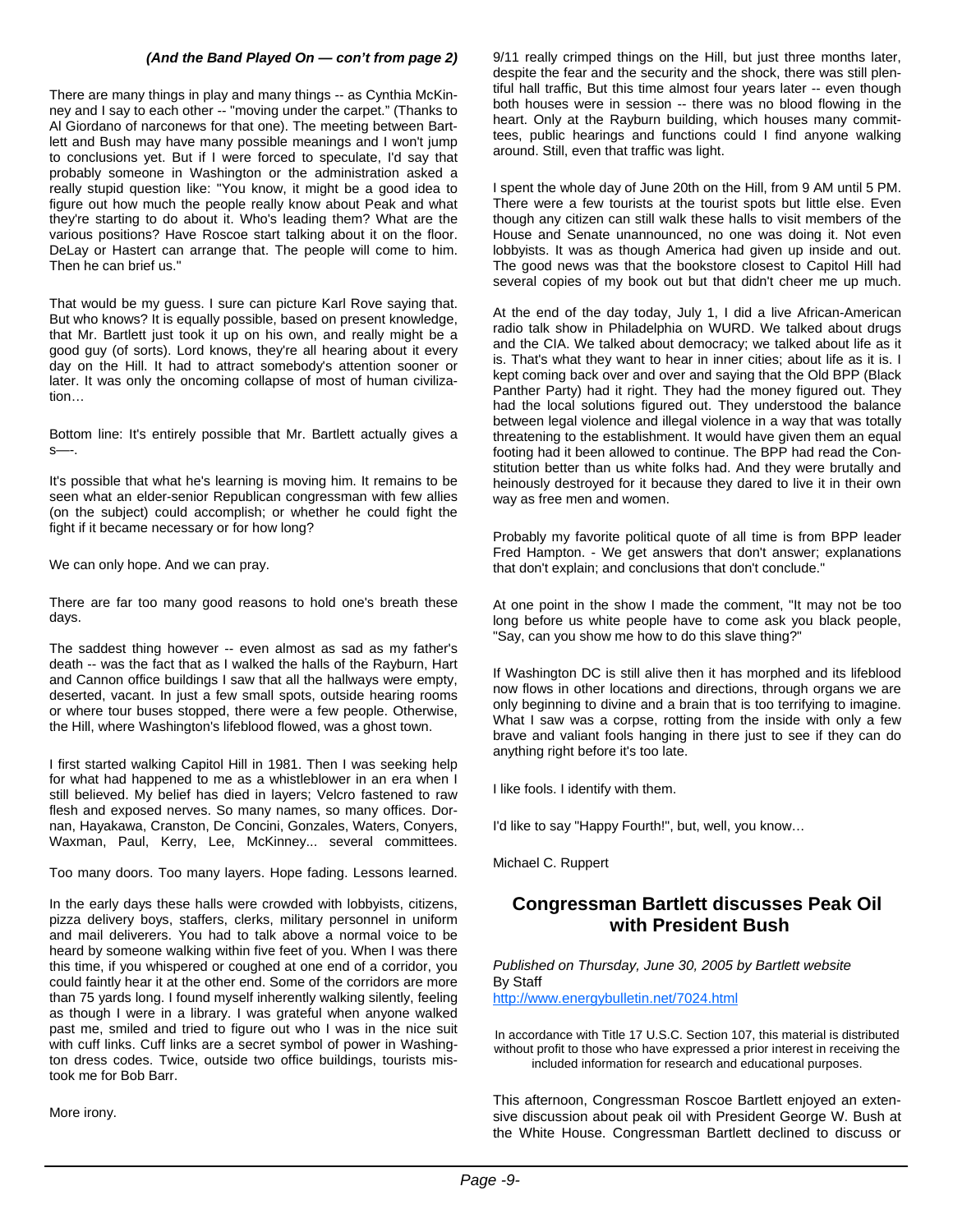***(And the Band Played On — con't from page 2)***

There are many things in play and many things -- as Cynthia McKinney and I say to each other -- "moving under the carpet." (Thanks to Al Giordano of narconews for that one). The meeting between Bartlett and Bush may have many possible meanings and I won't jump to conclusions yet. But if I were forced to speculate, I'd say that probably someone in Washington or the administration asked a really stupid question like: "You know, it might be a good idea to figure out how much the people really know about Peak and what they're starting to do about it. Who's leading them? What are the various positions? Have Roscoe start talking about it on the floor. DeLay or Hastert can arrange that. The people will come to him. Then he can brief us."

That would be my guess. I sure can picture Karl Rove saying that. But who knows? It is equally possible, based on present knowledge, that Mr. Bartlett just took it up on his own, and really might be a good guy (of sorts). Lord knows, they're all hearing about it every day on the Hill. It had to attract somebody's attention sooner or later. It was only the oncoming collapse of most of human civilization…

Bottom line: It's entirely possible that Mr. Bartlett actually gives a s—-.

It's possible that what he's learning is moving him. It remains to be seen what an elder-senior Republican congressman with few allies (on the subject) could accomplish; or whether he could fight the fight if it became necessary or for how long?

We can only hope. And we can pray.

There are far too many good reasons to hold one's breath these days.

The saddest thing however -- even almost as sad as my father's death -- was the fact that as I walked the halls of the Rayburn, Hart and Cannon office buildings I saw that all the hallways were empty, deserted, vacant. In just a few small spots, outside hearing rooms or where tour buses stopped, there were a few people. Otherwise, the Hill, where Washington's lifeblood flowed, was a ghost town.

I first started walking Capitol Hill in 1981. Then I was seeking help for what had happened to me as a whistleblower in an era when I still believed. My belief has died in layers; Velcro fastened to raw flesh and exposed nerves. So many names, so many offices. Dornan, Hayakawa, Cranston, De Concini, Gonzales, Waters, Conyers, Waxman, Paul, Kerry, Lee, McKinney... several committees.

Too many doors. Too many layers. Hope fading. Lessons learned.

In the early days these halls were crowded with lobbyists, citizens, pizza delivery boys, staffers, clerks, military personnel in uniform and mail deliverers. You had to talk above a normal voice to be heard by someone walking within five feet of you. When I was there this time, if you whispered or coughed at one end of a corridor, you could faintly hear it at the other end. Some of the corridors are more than 75 yards long. I found myself inherently walking silently, feeling as though I were in a library. I was grateful when anyone walked past me, smiled and tried to figure out who I was in the nice suit with cuff links. Cuff links are a secret symbol of power in Washington dress codes. Twice, outside two office buildings, tourists mistook me for Bob Barr.

More irony.

9/11 really crimped things on the Hill, but just three months later, despite the fear and the security and the shock, there was still plentiful hall traffic, But this time almost four years later -- even though both houses were in session -- there was no blood flowing in the heart. Only at the Rayburn building, which houses many committees, public hearings and functions could I find anyone walking around. Still, even that traffic was light.

I spent the whole day of June 20th on the Hill, from 9 AM until 5 PM. There were a few tourists at the tourist spots but little else. Even though any citizen can still walk these halls to visit members of the House and Senate unannounced, no one was doing it. Not even lobbyists. It was as though America had given up inside and out. The good news was that the bookstore closest to Capitol Hill had several copies of my book out but that didn't cheer me up much.

At the end of the day today, July 1, I did a live African-American radio talk show in Philadelphia on WURD. We talked about drugs and the CIA. We talked about democracy; we talked about life as it is. That's what they want to hear in inner cities; about life as it is. I kept coming back over and over and saying that the Old BPP (Black Panther Party) had it right. They had the money figured out. They had the local solutions figured out. They understood the balance between legal violence and illegal violence in a way that was totally threatening to the establishment. It would have given them an equal footing had it been allowed to continue. The BPP had read the Constitution better than us white folks had. And they were brutally and heinously destroyed for it because they dared to live it in their own way as free men and women.

Probably my favorite political quote of all time is from BPP leader Fred Hampton. - We get answers that don't answer; explanations that don't explain; and conclusions that don't conclude."

At one point in the show I made the comment, "It may not be too long before us white people have to come ask you black people, "Say, can you show me how to do this slave thing?"

If Washington DC is still alive then it has morphed and its lifeblood now flows in other locations and directions, through organs we are only beginning to divine and a brain that is too terrifying to imagine. What I saw was a corpse, rotting from the inside with only a few brave and valiant fools hanging in there just to see if they can do anything right before it's too late.

I like fools. I identify with them.

I'd like to say "Happy Fourth!", but, well, you know…

Michael C. Ruppert

## Congressman Bartlett discusses Peak Oil with President Bush

*Published on Thursday, June 30, 2005 by Bartlett website*
By Staff
http://www.energybulletin.net/7024.html

In accordance with Title 17 U.S.C. Section 107, this material is distributed without profit to those who have expressed a prior interest in receiving the included information for research and educational purposes.

This afternoon, Congressman Roscoe Bartlett enjoyed an extensive discussion about peak oil with President George W. Bush at the White House. Congressman Bartlett declined to discuss or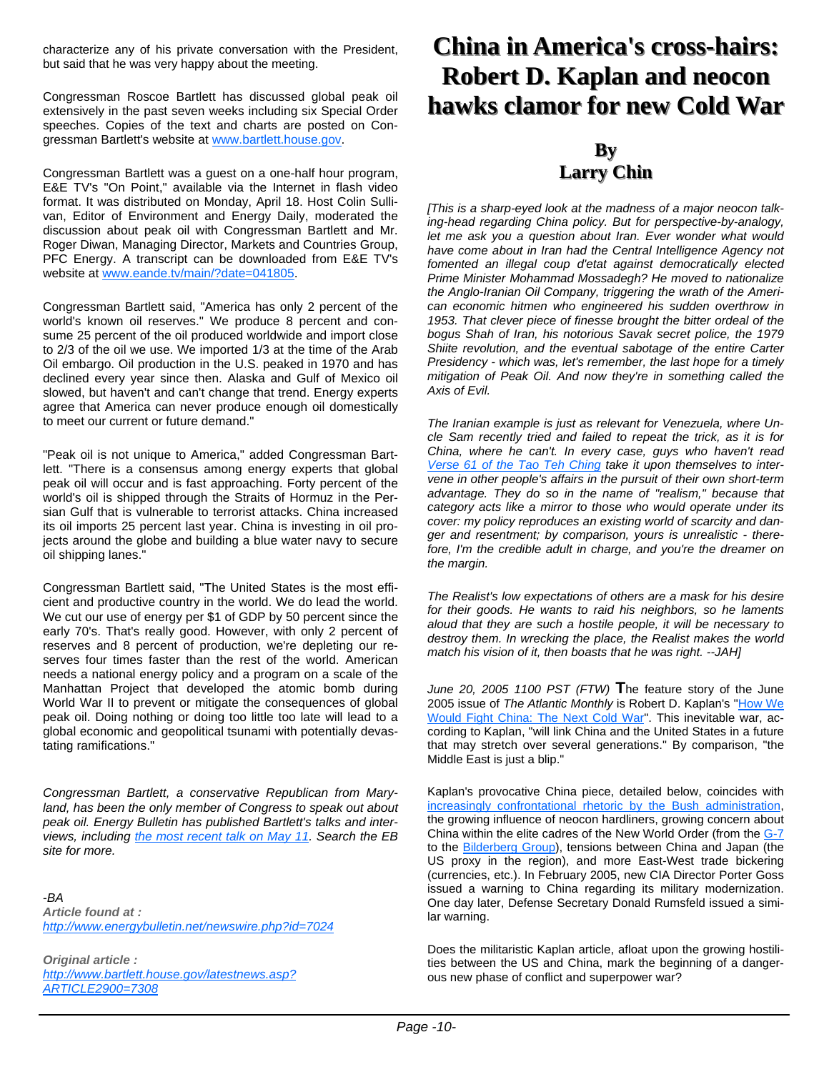characterize any of his private conversation with the President, but said that he was very happy about the meeting.

Congressman Roscoe Bartlett has discussed global peak oil extensively in the past seven weeks including six Special Order speeches. Copies of the text and charts are posted on Congressman Bartlett's website at www.bartlett.house.gov.

Congressman Bartlett was a guest on a one-half hour program, E&E TV's "On Point," available via the Internet in flash video format. It was distributed on Monday, April 18. Host Colin Sullivan, Editor of Environment and Energy Daily, moderated the discussion about peak oil with Congressman Bartlett and Mr. Roger Diwan, Managing Director, Markets and Countries Group, PFC Energy. A transcript can be downloaded from E&E TV's website at www.eande.tv/main/?date=041805.

Congressman Bartlett said, "America has only 2 percent of the world's known oil reserves." We produce 8 percent and consume 25 percent of the oil produced worldwide and import close to 2/3 of the oil we use. We imported 1/3 at the time of the Arab Oil embargo. Oil production in the U.S. peaked in 1970 and has declined every year since then. Alaska and Gulf of Mexico oil slowed, but haven't and can't change that trend. Energy experts agree that America can never produce enough oil domestically to meet our current or future demand."

"Peak oil is not unique to America," added Congressman Bartlett. "There is a consensus among energy experts that global peak oil will occur and is fast approaching. Forty percent of the world's oil is shipped through the Straits of Hormuz in the Persian Gulf that is vulnerable to terrorist attacks. China increased its oil imports 25 percent last year. China is investing in oil projects around the globe and building a blue water navy to secure oil shipping lanes."

Congressman Bartlett said, "The United States is the most efficient and productive country in the world. We do lead the world. We cut our use of energy per $1 of GDP by 50 percent since the early 70's. That's really good. However, with only 2 percent of reserves and 8 percent of production, we're depleting our reserves four times faster than the rest of the world. American needs a national energy policy and a program on a scale of the Manhattan Project that developed the atomic bomb during World War II to prevent or mitigate the consequences of global peak oil. Doing nothing or doing too little too late will lead to a global economic and geopolitical tsunami with potentially devastating ramifications."

*Congressman Bartlett, a conservative Republican from Maryland, has been the only member of Congress to speak out about peak oil. Energy Bulletin has published Bartlett's talks and interviews, including the most recent talk on May 11. Search the EB site for more.*

*-BA*

***Article found at :***
*http://www.energybulletin.net/newswire.php?id=7024*

***Original article :***
*http://www.bartlett.house.gov/latestnews.asp?ARTICLE2900=7308*

# China in America's cross-hairs: Robert D. Kaplan and neocon hawks clamor for new Cold War

## By Larry Chin

*[This is a sharp-eyed look at the madness of a major neocon talking-head regarding China policy. But for perspective-by-analogy, let me ask you a question about Iran. Ever wonder what would have come about in Iran had the Central Intelligence Agency not fomented an illegal coup d'etat against democratically elected Prime Minister Mohammad Mossadegh? He moved to nationalize the Anglo-Iranian Oil Company, triggering the wrath of the American economic hitmen who engineered his sudden overthrow in 1953. That clever piece of finesse brought the bitter ordeal of the bogus Shah of Iran, his notorious Savak secret police, the 1979 Shiite revolution, and the eventual sabotage of the entire Carter Presidency - which was, let's remember, the last hope for a timely mitigation of Peak Oil. And now they're in something called the Axis of Evil.*

*The Iranian example is just as relevant for Venezuela, where Uncle Sam recently tried and failed to repeat the trick, as it is for China, where he can't. In every case, guys who haven't read Verse 61 of the Tao Teh Ching take it upon themselves to intervene in other people's affairs in the pursuit of their own short-term advantage. They do so in the name of "realism," because that category acts like a mirror to those who would operate under its cover: my policy reproduces an existing world of scarcity and danger and resentment; by comparison, yours is unrealistic - therefore, I'm the credible adult in charge, and you're the dreamer on the margin.*

*The Realist's low expectations of others are a mask for his desire for their goods. He wants to raid his neighbors, so he laments aloud that they are such a hostile people, it will be necessary to destroy them. In wrecking the place, the Realist makes the world match his vision of it, then boasts that he was right. --JAH]*

*June 20, 2005 1100 PST (FTW)* **T**he feature story of the June 2005 issue of *The Atlantic Monthly* is Robert D. Kaplan's "How We Would Fight China: The Next Cold War". This inevitable war, according to Kaplan, "will link China and the United States in a future that may stretch over several generations." By comparison, "the Middle East is just a blip."

Kaplan's provocative China piece, detailed below, coincides with increasingly confrontational rhetoric by the Bush administration, the growing influence of neocon hardliners, growing concern about China within the elite cadres of the New World Order (from the G-7 to the Bilderberg Group), tensions between China and Japan (the US proxy in the region), and more East-West trade bickering (currencies, etc.). In February 2005, new CIA Director Porter Goss issued a warning to China regarding its military modernization. One day later, Defense Secretary Donald Rumsfeld issued a similar warning.

Does the militaristic Kaplan article, afloat upon the growing hostilities between the US and China, mark the beginning of a dangerous new phase of conflict and superpower war?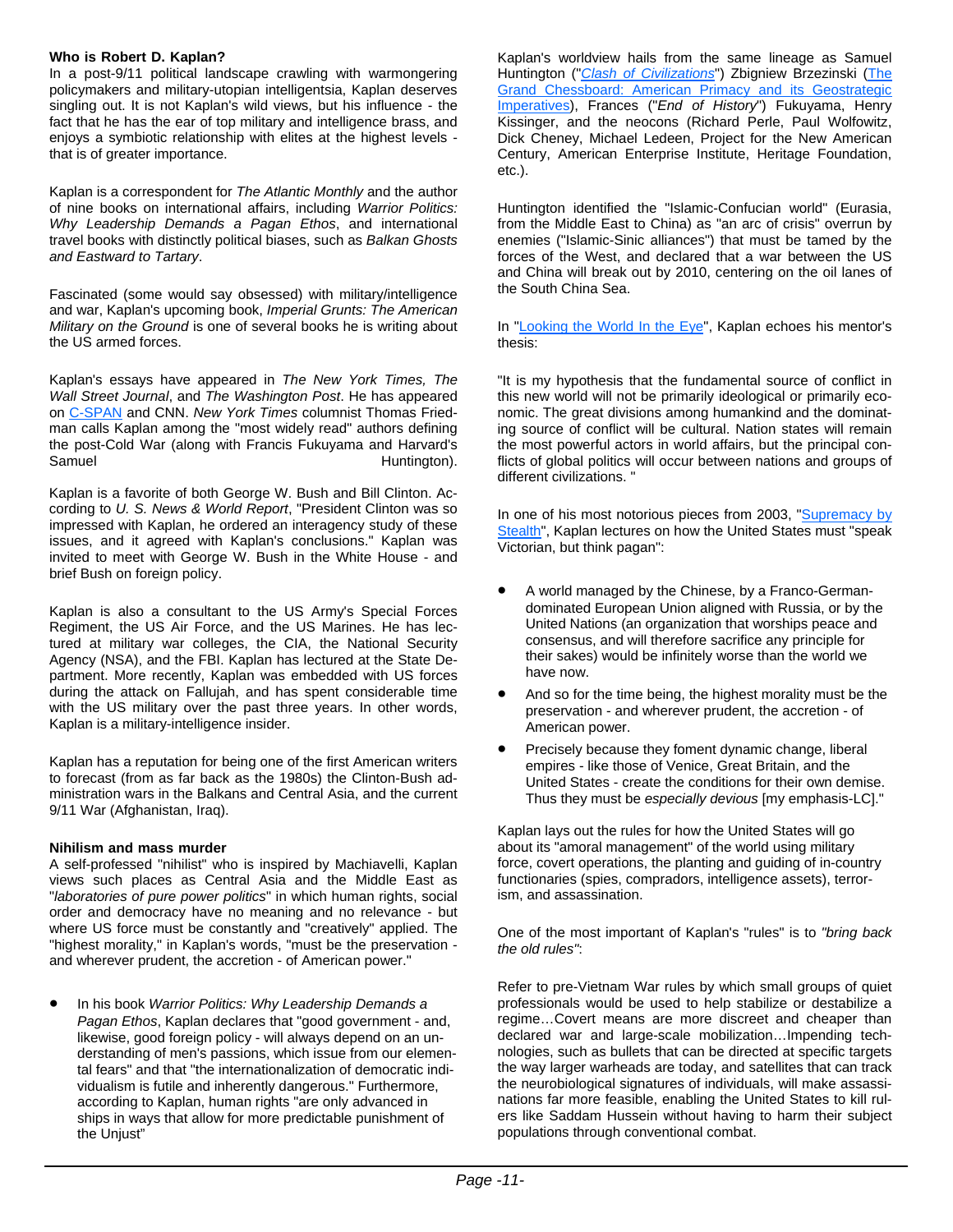**Who is Robert D. Kaplan?**

In a post-9/11 political landscape crawling with warmongering policymakers and military-utopian intelligentsia, Kaplan deserves singling out. It is not Kaplan's wild views, but his influence - the fact that he has the ear of top military and intelligence brass, and enjoys a symbiotic relationship with elites at the highest levels - that is of greater importance.

Kaplan is a correspondent for *The Atlantic Monthly* and the author of nine books on international affairs, including *Warrior Politics: Why Leadership Demands a Pagan Ethos*, and international travel books with distinctly political biases, such as *Balkan Ghosts and Eastward to Tartary*.

Fascinated (some would say obsessed) with military/intelligence and war, Kaplan's upcoming book, *Imperial Grunts: The American Military on the Ground* is one of several books he is writing about the US armed forces.

Kaplan's essays have appeared in *The New York Times, The Wall Street Journal*, and *The Washington Post*. He has appeared on C-SPAN and CNN. *New York Times* columnist Thomas Friedman calls Kaplan among the "most widely read" authors defining the post-Cold War (along with Francis Fukuyama and Harvard's Samuel Huntington).

Kaplan is a favorite of both George W. Bush and Bill Clinton. According to *U. S. News & World Report*, "President Clinton was so impressed with Kaplan, he ordered an interagency study of these issues, and it agreed with Kaplan's conclusions." Kaplan was invited to meet with George W. Bush in the White House - and brief Bush on foreign policy.

Kaplan is also a consultant to the US Army's Special Forces Regiment, the US Air Force, and the US Marines. He has lectured at military war colleges, the CIA, the National Security Agency (NSA), and the FBI. Kaplan has lectured at the State Department. More recently, Kaplan was embedded with US forces during the attack on Fallujah, and has spent considerable time with the US military over the past three years. In other words, Kaplan is a military-intelligence insider.

Kaplan has a reputation for being one of the first American writers to forecast (from as far back as the 1980s) the Clinton-Bush administration wars in the Balkans and Central Asia, and the current 9/11 War (Afghanistan, Iraq).

**Nihilism and mass murder**

A self-professed "nihilist" who is inspired by Machiavelli, Kaplan views such places as Central Asia and the Middle East as "*laboratories of pure power politics*" in which human rights, social order and democracy have no meaning and no relevance - but where US force must be constantly and "creatively" applied. The "highest morality," in Kaplan's words, "must be the preservation - and wherever prudent, the accretion - of American power."

- In his book *Warrior Politics: Why Leadership Demands a Pagan Ethos*, Kaplan declares that "good government - and, likewise, good foreign policy - will always depend on an understanding of men's passions, which issue from our elemental fears" and that "the internationalization of democratic individualism is futile and inherently dangerous." Furthermore, according to Kaplan, human rights "are only advanced in ships in ways that allow for more predictable punishment of the Unjust"

Kaplan's worldview hails from the same lineage as Samuel Huntington ("*Clash of Civilizations*") Zbigniew Brzezinski (The Grand Chessboard: American Primacy and its Geostrategic Imperatives), Frances ("*End of History*") Fukuyama, Henry Kissinger, and the neocons (Richard Perle, Paul Wolfowitz, Dick Cheney, Michael Ledeen, Project for the New American Century, American Enterprise Institute, Heritage Foundation, etc.).

Huntington identified the "Islamic-Confucian world" (Eurasia, from the Middle East to China) as "an arc of crisis" overrun by enemies ("Islamic-Sinic alliances") that must be tamed by the forces of the West, and declared that a war between the US and China will break out by 2010, centering on the oil lanes of the South China Sea.

In "Looking the World In the Eye", Kaplan echoes his mentor's thesis:

"It is my hypothesis that the fundamental source of conflict in this new world will not be primarily ideological or primarily economic. The great divisions among humankind and the dominating source of conflict will be cultural. Nation states will remain the most powerful actors in world affairs, but the principal conflicts of global politics will occur between nations and groups of different civilizations. "

In one of his most notorious pieces from 2003, "Supremacy by Stealth", Kaplan lectures on how the United States must "speak Victorian, but think pagan":

- A world managed by the Chinese, by a Franco-German-dominated European Union aligned with Russia, or by the United Nations (an organization that worships peace and consensus, and will therefore sacrifice any principle for their sakes) would be infinitely worse than the world we have now.
- And so for the time being, the highest morality must be the preservation - and wherever prudent, the accretion - of American power.
- Precisely because they foment dynamic change, liberal empires - like those of Venice, Great Britain, and the United States - create the conditions for their own demise. Thus they must be *especially devious* [my emphasis-LC]."

Kaplan lays out the rules for how the United States will go about its "amoral management" of the world using military force, covert operations, the planting and guiding of in-country functionaries (spies, compradors, intelligence assets), terrorism, and assassination.

One of the most important of Kaplan's "rules" is to *"bring back the old rules"*:

Refer to pre-Vietnam War rules by which small groups of quiet professionals would be used to help stabilize or destabilize a regime…Covert means are more discreet and cheaper than declared war and large-scale mobilization…Impending technologies, such as bullets that can be directed at specific targets the way larger warheads are today, and satellites that can track the neurobiological signatures of individuals, will make assassinations far more feasible, enabling the United States to kill rulers like Saddam Hussein without having to harm their subject populations through conventional combat.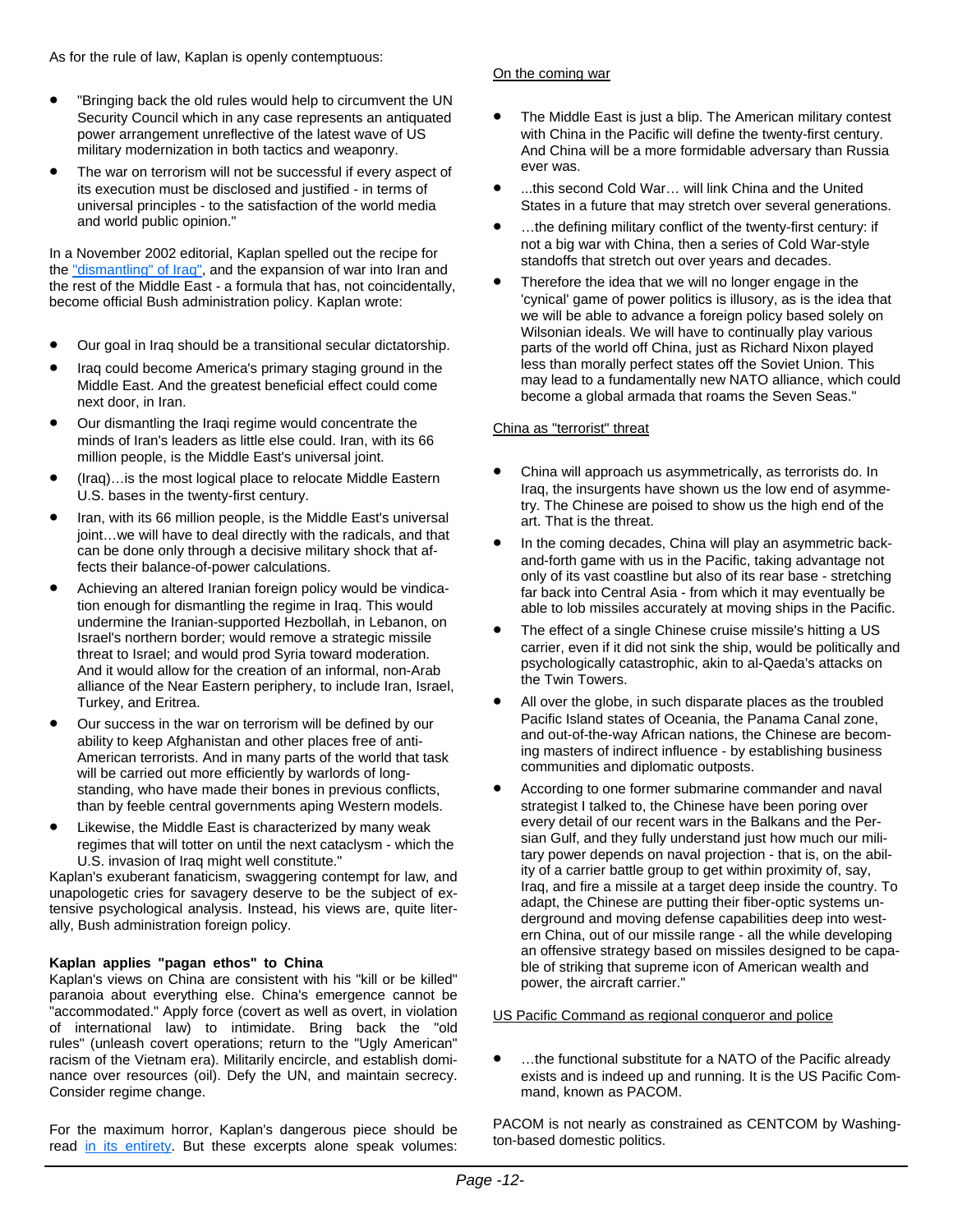As for the rule of law, Kaplan is openly contemptuous:

- "Bringing back the old rules would help to circumvent the UN Security Council which in any case represents an antiquated power arrangement unreflective of the latest wave of US military modernization in both tactics and weaponry.
- The war on terrorism will not be successful if every aspect of its execution must be disclosed and justified - in terms of universal principles - to the satisfaction of the world media and world public opinion."

In a November 2002 editorial, Kaplan spelled out the recipe for the "dismantling" of Iraq", and the expansion of war into Iran and the rest of the Middle East - a formula that has, not coincidentally, become official Bush administration policy. Kaplan wrote:

- Our goal in Iraq should be a transitional secular dictatorship.
- Iraq could become America's primary staging ground in the Middle East. And the greatest beneficial effect could come next door, in Iran.
- Our dismantling the Iraqi regime would concentrate the minds of Iran's leaders as little else could. Iran, with its 66 million people, is the Middle East's universal joint.
- (Iraq)…is the most logical place to relocate Middle Eastern U.S. bases in the twenty-first century.
- Iran, with its 66 million people, is the Middle East's universal joint…we will have to deal directly with the radicals, and that can be done only through a decisive military shock that affects their balance-of-power calculations.
- Achieving an altered Iranian foreign policy would be vindication enough for dismantling the regime in Iraq. This would undermine the Iranian-supported Hezbollah, in Lebanon, on Israel's northern border; would remove a strategic missile threat to Israel; and would prod Syria toward moderation. And it would allow for the creation of an informal, non-Arab alliance of the Near Eastern periphery, to include Iran, Israel, Turkey, and Eritrea.
- Our success in the war on terrorism will be defined by our ability to keep Afghanistan and other places free of anti-American terrorists. And in many parts of the world that task will be carried out more efficiently by warlords of long-standing, who have made their bones in previous conflicts, than by feeble central governments aping Western models.
- Likewise, the Middle East is characterized by many weak regimes that will totter on until the next cataclysm - which the U.S. invasion of Iraq might well constitute."

Kaplan's exuberant fanaticism, swaggering contempt for law, and unapologetic cries for savagery deserve to be the subject of extensive psychological analysis. Instead, his views are, quite literally, Bush administration foreign policy.

**Kaplan applies "pagan ethos" to China**

Kaplan's views on China are consistent with his "kill or be killed" paranoia about everything else. China's emergence cannot be "accommodated." Apply force (covert as well as overt, in violation of international law) to intimidate. Bring back the "old rules" (unleash covert operations; return to the "Ugly American" racism of the Vietnam era). Militarily encircle, and establish dominance over resources (oil). Defy the UN, and maintain secrecy. Consider regime change.

For the maximum horror, Kaplan's dangerous piece should be read in its entirety. But these excerpts alone speak volumes:

On the coming war

- The Middle East is just a blip. The American military contest with China in the Pacific will define the twenty-first century. And China will be a more formidable adversary than Russia ever was.
- ...this second Cold War… will link China and the United States in a future that may stretch over several generations.
- …the defining military conflict of the twenty-first century: if not a big war with China, then a series of Cold War-style standoffs that stretch out over years and decades.
- Therefore the idea that we will no longer engage in the 'cynical' game of power politics is illusory, as is the idea that we will be able to advance a foreign policy based solely on Wilsonian ideals. We will have to continually play various parts of the world off China, just as Richard Nixon played less than morally perfect states off the Soviet Union. This may lead to a fundamentally new NATO alliance, which could become a global armada that roams the Seven Seas."

China as "terrorist" threat

- China will approach us asymmetrically, as terrorists do. In Iraq, the insurgents have shown us the low end of asymmetry. The Chinese are poised to show us the high end of the art. That is the threat.
- In the coming decades, China will play an asymmetric back-and-forth game with us in the Pacific, taking advantage not only of its vast coastline but also of its rear base - stretching far back into Central Asia - from which it may eventually be able to lob missiles accurately at moving ships in the Pacific.
- The effect of a single Chinese cruise missile's hitting a US carrier, even if it did not sink the ship, would be politically and psychologically catastrophic, akin to al-Qaeda's attacks on the Twin Towers.
- All over the globe, in such disparate places as the troubled Pacific Island states of Oceania, the Panama Canal zone, and out-of-the-way African nations, the Chinese are becoming masters of indirect influence - by establishing business communities and diplomatic outposts.
- According to one former submarine commander and naval strategist I talked to, the Chinese have been poring over every detail of our recent wars in the Balkans and the Persian Gulf, and they fully understand just how much our military power depends on naval projection - that is, on the ability of a carrier battle group to get within proximity of, say, Iraq, and fire a missile at a target deep inside the country. To adapt, the Chinese are putting their fiber-optic systems underground and moving defense capabilities deep into western China, out of our missile range - all the while developing an offensive strategy based on missiles designed to be capable of striking that supreme icon of American wealth and power, the aircraft carrier."

US Pacific Command as regional conqueror and police

- …the functional substitute for a NATO of the Pacific already exists and is indeed up and running. It is the US Pacific Command, known as PACOM.

PACOM is not nearly as constrained as CENTCOM by Washington-based domestic politics.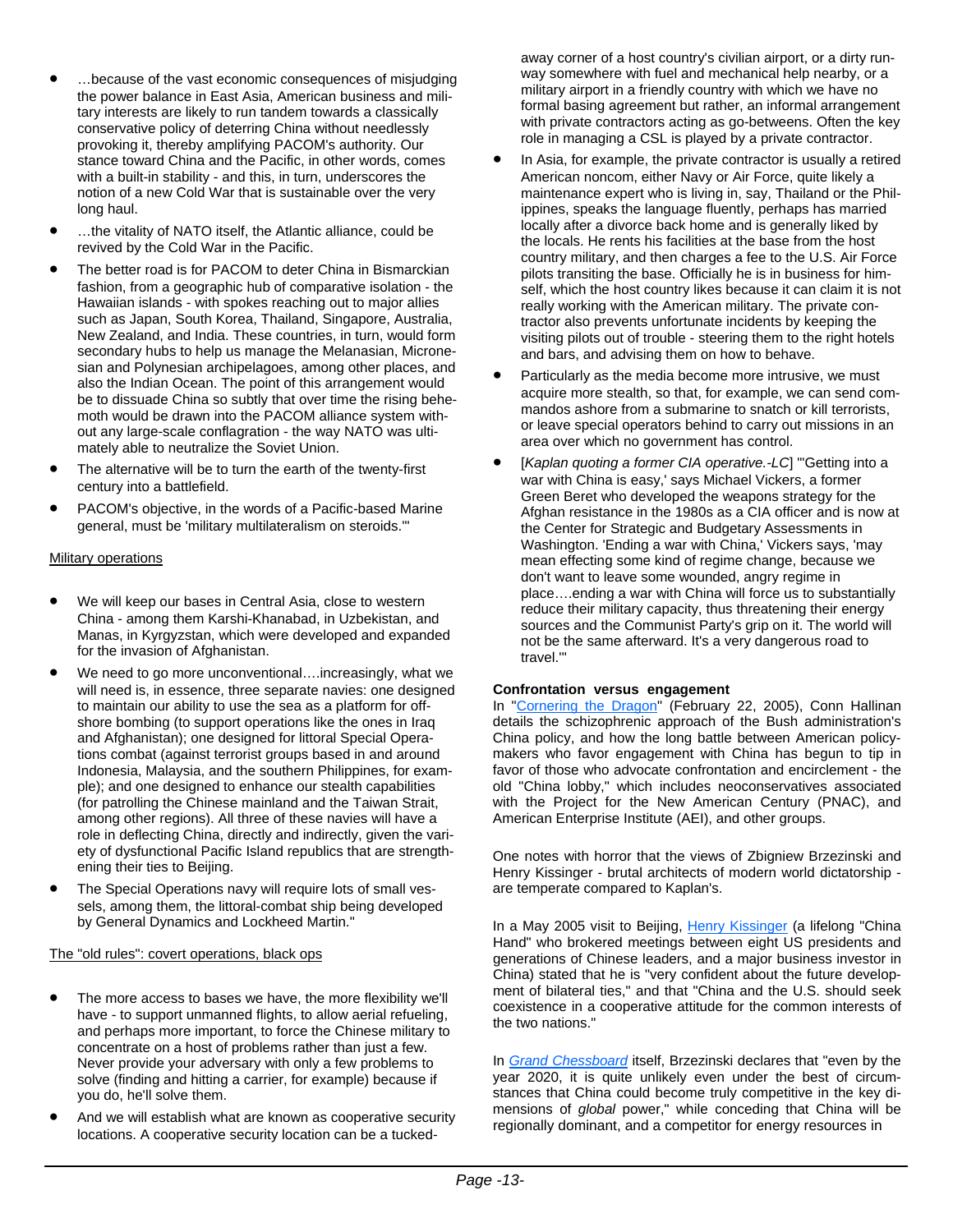- …because of the vast economic consequences of misjudging the power balance in East Asia, American business and military interests are likely to run tandem towards a classically conservative policy of deterring China without needlessly provoking it, thereby amplifying PACOM's authority. Our stance toward China and the Pacific, in other words, comes with a built-in stability - and this, in turn, underscores the notion of a new Cold War that is sustainable over the very long haul.
- …the vitality of NATO itself, the Atlantic alliance, could be revived by the Cold War in the Pacific.
- The better road is for PACOM to deter China in Bismarckian fashion, from a geographic hub of comparative isolation - the Hawaiian islands - with spokes reaching out to major allies such as Japan, South Korea, Thailand, Singapore, Australia, New Zealand, and India. These countries, in turn, would form secondary hubs to help us manage the Melanesian, Micronesian and Polynesian archipelagoes, among other places, and also the Indian Ocean. The point of this arrangement would be to dissuade China so subtly that over time the rising behemoth would be drawn into the PACOM alliance system without any large-scale conflagration - the way NATO was ultimately able to neutralize the Soviet Union.
- The alternative will be to turn the earth of the twenty-first century into a battlefield.
- PACOM's objective, in the words of a Pacific-based Marine general, must be 'military multilateralism on steroids.'"

Military operations

- We will keep our bases in Central Asia, close to western China - among them Karshi-Khanabad, in Uzbekistan, and Manas, in Kyrgyzstan, which were developed and expanded for the invasion of Afghanistan.
- We need to go more unconventional….increasingly, what we will need is, in essence, three separate navies: one designed to maintain our ability to use the sea as a platform for offshore bombing (to support operations like the ones in Iraq and Afghanistan); one designed for littoral Special Operations combat (against terrorist groups based in and around Indonesia, Malaysia, and the southern Philippines, for example); and one designed to enhance our stealth capabilities (for patrolling the Chinese mainland and the Taiwan Strait, among other regions). All three of these navies will have a role in deflecting China, directly and indirectly, given the variety of dysfunctional Pacific Island republics that are strengthening their ties to Beijing.
- The Special Operations navy will require lots of small vessels, among them, the littoral-combat ship being developed by General Dynamics and Lockheed Martin."

The "old rules": covert operations, black ops

- The more access to bases we have, the more flexibility we'll have - to support unmanned flights, to allow aerial refueling, and perhaps more important, to force the Chinese military to concentrate on a host of problems rather than just a few. Never provide your adversary with only a few problems to solve (finding and hitting a carrier, for example) because if you do, he'll solve them.
- And we will establish what are known as cooperative security locations. A cooperative security location can be a tucked-away corner of a host country's civilian airport, or a dirty runway somewhere with fuel and mechanical help nearby, or a military airport in a friendly country with which we have no formal basing agreement but rather, an informal arrangement with private contractors acting as go-betweens. Often the key role in managing a CSL is played by a private contractor.
- In Asia, for example, the private contractor is usually a retired American noncom, either Navy or Air Force, quite likely a maintenance expert who is living in, say, Thailand or the Philippines, speaks the language fluently, perhaps has married locally after a divorce back home and is generally liked by the locals. He rents his facilities at the base from the host country military, and then charges a fee to the U.S. Air Force pilots transiting the base. Officially he is in business for himself, which the host country likes because it can claim it is not really working with the American military. The private contractor also prevents unfortunate incidents by keeping the visiting pilots out of trouble - steering them to the right hotels and bars, and advising them on how to behave.
- Particularly as the media become more intrusive, we must acquire more stealth, so that, for example, we can send commandos ashore from a submarine to snatch or kill terrorists, or leave special operators behind to carry out missions in an area over which no government has control.
- [*Kaplan quoting a former CIA operative.-LC*] "'Getting into a war with China is easy,' says Michael Vickers, a former Green Beret who developed the weapons strategy for the Afghan resistance in the 1980s as a CIA officer and is now at the Center for Strategic and Budgetary Assessments in Washington. 'Ending a war with China,' Vickers says, 'may mean effecting some kind of regime change, because we don't want to leave some wounded, angry regime in place….ending a war with China will force us to substantially reduce their military capacity, thus threatening their energy sources and the Communist Party's grip on it. The world will not be the same afterward. It's a very dangerous road to travel.'"

**Confrontation versus engagement**

In "Cornering the Dragon" (February 22, 2005), Conn Hallinan details the schizophrenic approach of the Bush administration's China policy, and how the long battle between American policymakers who favor engagement with China has begun to tip in favor of those who advocate confrontation and encirclement - the old "China lobby," which includes neoconservatives associated with the Project for the New American Century (PNAC), and American Enterprise Institute (AEI), and other groups.

One notes with horror that the views of Zbigniew Brzezinski and Henry Kissinger - brutal architects of modern world dictatorship - are temperate compared to Kaplan's.

In a May 2005 visit to Beijing, Henry Kissinger (a lifelong "China Hand" who brokered meetings between eight US presidents and generations of Chinese leaders, and a major business investor in China) stated that he is "very confident about the future development of bilateral ties," and that "China and the U.S. should seek coexistence in a cooperative attitude for the common interests of the two nations."

In *Grand Chessboard* itself, Brzezinski declares that "even by the year 2020, it is quite unlikely even under the best of circumstances that China could become truly competitive in the key dimensions of *global* power," while conceding that China will be regionally dominant, and a competitor for energy resources in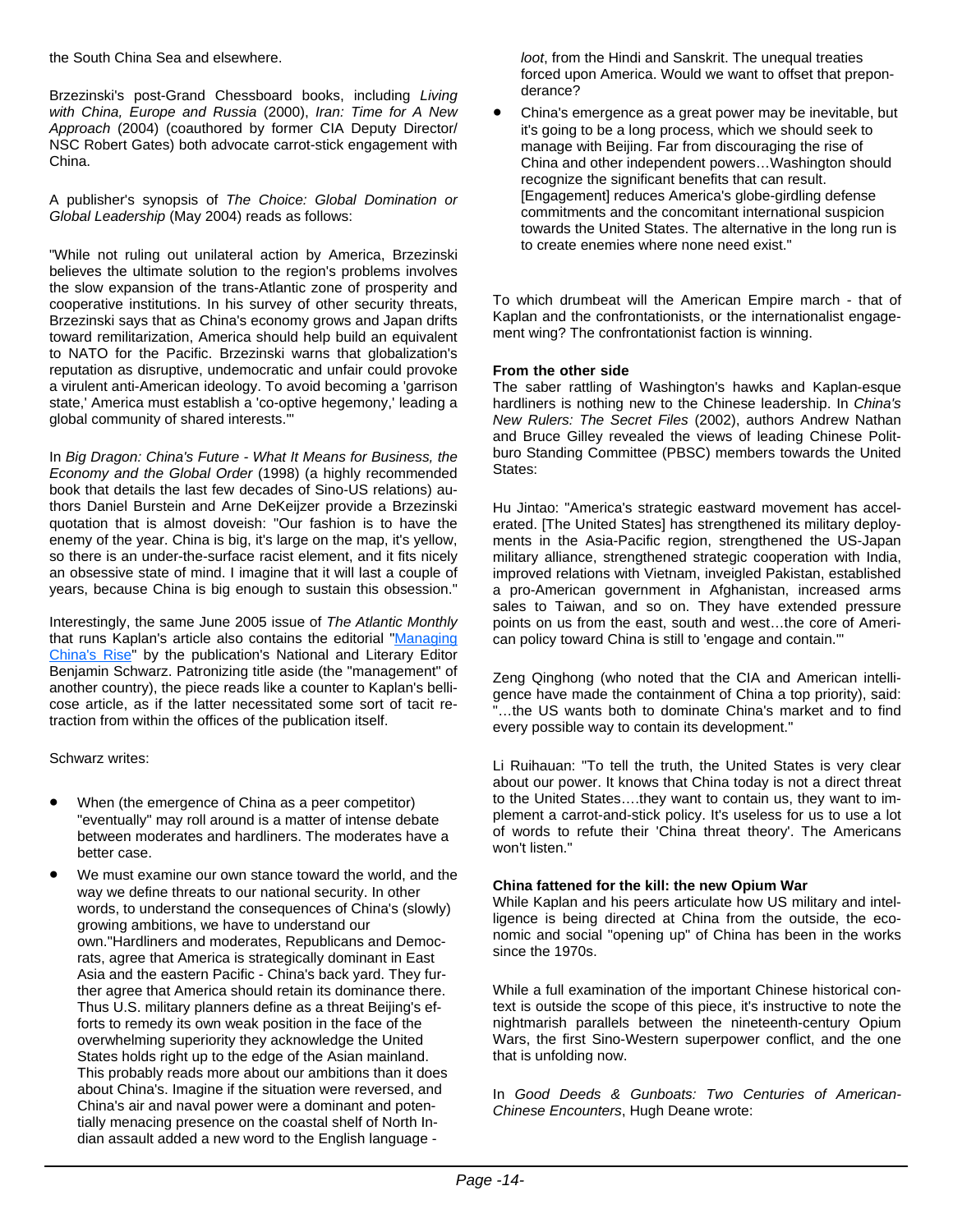the South China Sea and elsewhere.

Brzezinski's post-Grand Chessboard books, including *Living with China, Europe and Russia* (2000), *Iran: Time for A New Approach* (2004) (coauthored by former CIA Deputy Director/ NSC Robert Gates) both advocate carrot-stick engagement with China.

A publisher's synopsis of *The Choice: Global Domination or Global Leadership* (May 2004) reads as follows:

"While not ruling out unilateral action by America, Brzezinski believes the ultimate solution to the region's problems involves the slow expansion of the trans-Atlantic zone of prosperity and cooperative institutions. In his survey of other security threats, Brzezinski says that as China's economy grows and Japan drifts toward remilitarization, America should help build an equivalent to NATO for the Pacific. Brzezinski warns that globalization's reputation as disruptive, undemocratic and unfair could provoke a virulent anti-American ideology. To avoid becoming a 'garrison state,' America must establish a 'co-optive hegemony,' leading a global community of shared interests.'"

In *Big Dragon: China's Future - What It Means for Business, the Economy and the Global Order* (1998) (a highly recommended book that details the last few decades of Sino-US relations) authors Daniel Burstein and Arne DeKeijzer provide a Brzezinski quotation that is almost doveish: "Our fashion is to have the enemy of the year. China is big, it's large on the map, it's yellow, so there is an under-the-surface racist element, and it fits nicely an obsessive state of mind. I imagine that it will last a couple of years, because China is big enough to sustain this obsession."

Interestingly, the same June 2005 issue of *The Atlantic Monthly* that runs Kaplan's article also contains the editorial "Managing China's Rise" by the publication's National and Literary Editor Benjamin Schwarz. Patronizing title aside (the "management" of another country), the piece reads like a counter to Kaplan's bellicose article, as if the latter necessitated some sort of tacit retraction from within the offices of the publication itself.

Schwarz writes:

- When (the emergence of China as a peer competitor) "eventually" may roll around is a matter of intense debate between moderates and hardliners. The moderates have a better case.
- We must examine our own stance toward the world, and the way we define threats to our national security. In other words, to understand the consequences of China's (slowly) growing ambitions, we have to understand our own."Hardliners and moderates, Republicans and Democrats, agree that America is strategically dominant in East Asia and the eastern Pacific - China's back yard. They further agree that America should retain its dominance there. Thus U.S. military planners define as a threat Beijing's efforts to remedy its own weak position in the face of the overwhelming superiority they acknowledge the United States holds right up to the edge of the Asian mainland. This probably reads more about our ambitions than it does about China's. Imagine if the situation were reversed, and China's air and naval power were a dominant and potentially menacing presence on the coastal shelf of North Indian assault added a new word to the English language - *loot*, from the Hindi and Sanskrit. The unequal treaties forced upon America. Would we want to offset that preponderance?
- China's emergence as a great power may be inevitable, but it's going to be a long process, which we should seek to manage with Beijing. Far from discouraging the rise of China and other independent powers…Washington should recognize the significant benefits that can result. [Engagement] reduces America's globe-girdling defense commitments and the concomitant international suspicion towards the United States. The alternative in the long run is to create enemies where none need exist."

To which drumbeat will the American Empire march - that of Kaplan and the confrontationists, or the internationalist engagement wing? The confrontationist faction is winning.

**From the other side**

The saber rattling of Washington's hawks and Kaplan-esque hardliners is nothing new to the Chinese leadership. In *China's New Rulers: The Secret Files* (2002), authors Andrew Nathan and Bruce Gilley revealed the views of leading Chinese Politburo Standing Committee (PBSC) members towards the United States:

Hu Jintao: "America's strategic eastward movement has accelerated. [The United States] has strengthened its military deployments in the Asia-Pacific region, strengthened the US-Japan military alliance, strengthened strategic cooperation with India, improved relations with Vietnam, inveigled Pakistan, established a pro-American government in Afghanistan, increased arms sales to Taiwan, and so on. They have extended pressure points on us from the east, south and west…the core of American policy toward China is still to 'engage and contain.'"

Zeng Qinghong (who noted that the CIA and American intelligence have made the containment of China a top priority), said: "…the US wants both to dominate China's market and to find every possible way to contain its development."

Li Ruihauan: "To tell the truth, the United States is very clear about our power. It knows that China today is not a direct threat to the United States….they want to contain us, they want to implement a carrot-and-stick policy. It's useless for us to use a lot of words to refute their 'China threat theory'. The Americans won't listen."

**China fattened for the kill: the new Opium War**

While Kaplan and his peers articulate how US military and intelligence is being directed at China from the outside, the economic and social "opening up" of China has been in the works since the 1970s.

While a full examination of the important Chinese historical context is outside the scope of this piece, it's instructive to note the nightmarish parallels between the nineteenth-century Opium Wars, the first Sino-Western superpower conflict, and the one that is unfolding now.

In *Good Deeds & Gunboats: Two Centuries of American-Chinese Encounters*, Hugh Deane wrote: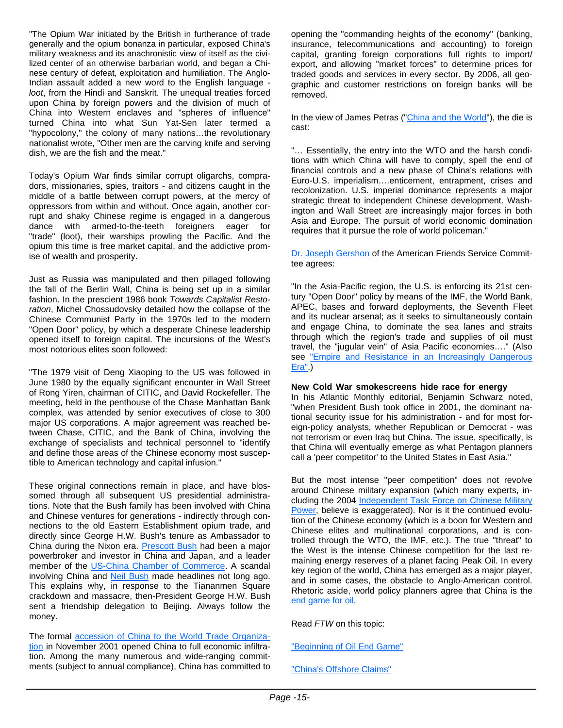"The Opium War initiated by the British in furtherance of trade generally and the opium bonanza in particular, exposed China's military weakness and its anachronistic view of itself as the civilized center of an otherwise barbarian world, and began a Chinese century of defeat, exploitation and humiliation. The Anglo-Indian assault added a new word to the English language - *loot*, from the Hindi and Sanskrit. The unequal treaties forced upon China by foreign powers and the division of much of China into Western enclaves and "spheres of influence" turned China into what Sun Yat-Sen later termed a "hypocolony," the colony of many nations…the revolutionary nationalist wrote, "Other men are the carving knife and serving dish, we are the fish and the meat."

Today's Opium War finds similar corrupt oligarchs, compradors, missionaries, spies, traitors - and citizens caught in the middle of a battle between corrupt powers, at the mercy of oppressors from within and without. Once again, another corrupt and shaky Chinese regime is engaged in a dangerous dance with armed-to-the-teeth foreigners eager for "trade" (loot), their warships prowling the Pacific. And the opium this time is free market capital, and the addictive promise of wealth and prosperity.

Just as Russia was manipulated and then pillaged following the fall of the Berlin Wall, China is being set up in a similar fashion. In the prescient 1986 book *Towards Capitalist Restoration*, Michel Chossudovsky detailed how the collapse of the Chinese Communist Party in the 1970s led to the modern "Open Door" policy, by which a desperate Chinese leadership opened itself to foreign capital. The incursions of the West's most notorious elites soon followed:

"The 1979 visit of Deng Xiaoping to the US was followed in June 1980 by the equally significant encounter in Wall Street of Rong Yiren, chairman of CITIC, and David Rockefeller. The meeting, held in the penthouse of the Chase Manhattan Bank complex, was attended by senior executives of close to 300 major US corporations. A major agreement was reached between Chase, CITIC, and the Bank of China, involving the exchange of specialists and technical personnel to "identify and define those areas of the Chinese economy most susceptible to American technology and capital infusion."

These original connections remain in place, and have blossomed through all subsequent US presidential administrations. Note that the Bush family has been involved with China and Chinese ventures for generations - indirectly through connections to the old Eastern Establishment opium trade, and directly since George H.W. Bush's tenure as Ambassador to China during the Nixon era. Prescott Bush had been a major powerbroker and investor in China and Japan, and a leader member of the US-China Chamber of Commerce. A scandal involving China and Neil Bush made headlines not long ago. This explains why, in response to the Tiananmen Square crackdown and massacre, then-President George H.W. Bush sent a friendship delegation to Beijing. Always follow the money.

The formal accession of China to the World Trade Organization in November 2001 opened China to full economic infiltration. Among the many numerous and wide-ranging commitments (subject to annual compliance), China has committed to opening the "commanding heights of the economy" (banking, insurance, telecommunications and accounting) to foreign capital, granting foreign corporations full rights to import/export, and allowing "market forces" to determine prices for traded goods and services in every sector. By 2006, all geographic and customer restrictions on foreign banks will be removed.

In the view of James Petras ("China and the World"), the die is cast:

"… Essentially, the entry into the WTO and the harsh conditions with which China will have to comply, spell the end of financial controls and a new phase of China's relations with Euro-U.S. imperialism….enticement, entrapment, crises and recolonization. U.S. imperial dominance represents a major strategic threat to independent Chinese development. Washington and Wall Street are increasingly major forces in both Asia and Europe. The pursuit of world economic domination requires that it pursue the role of world policeman."

Dr. Joseph Gershon of the American Friends Service Committee agrees:

"In the Asia-Pacific region, the U.S. is enforcing its 21st century "Open Door" policy by means of the IMF, the World Bank, APEC, bases and forward deployments, the Seventh Fleet and its nuclear arsenal; as it seeks to simultaneously contain and engage China, to dominate the sea lanes and straits through which the region's trade and supplies of oil must travel, the "jugular vein" of Asia Pacific economies…." (Also see "Empire and Resistance in an Increasingly Dangerous Era".)

**New Cold War smokescreens hide race for energy**

In his Atlantic Monthly editorial, Benjamin Schwarz noted, "when President Bush took office in 2001, the dominant national security issue for his administration - and for most foreign-policy analysts, whether Republican or Democrat - was not terrorism or even Iraq but China. The issue, specifically, is that China will eventually emerge as what Pentagon planners call a 'peer competitor' to the United States in East Asia."

But the most intense "peer competition" does not revolve around Chinese military expansion (which many experts, including the 2004 Independent Task Force on Chinese Military Power, believe is exaggerated). Nor is it the continued evolution of the Chinese economy (which is a boon for Western and Chinese elites and multinational corporations, and is controlled through the WTO, the IMF, etc.). The true "threat" to the West is the intense Chinese competition for the last remaining energy reserves of a planet facing Peak Oil. In every key region of the world, China has emerged as a major player, and in some cases, the obstacle to Anglo-American control. Rhetoric aside, world policy planners agree that China is the end game for oil.

Read *FTW* on this topic:

"Beginning of Oil End Game"

"China's Offshore Claims"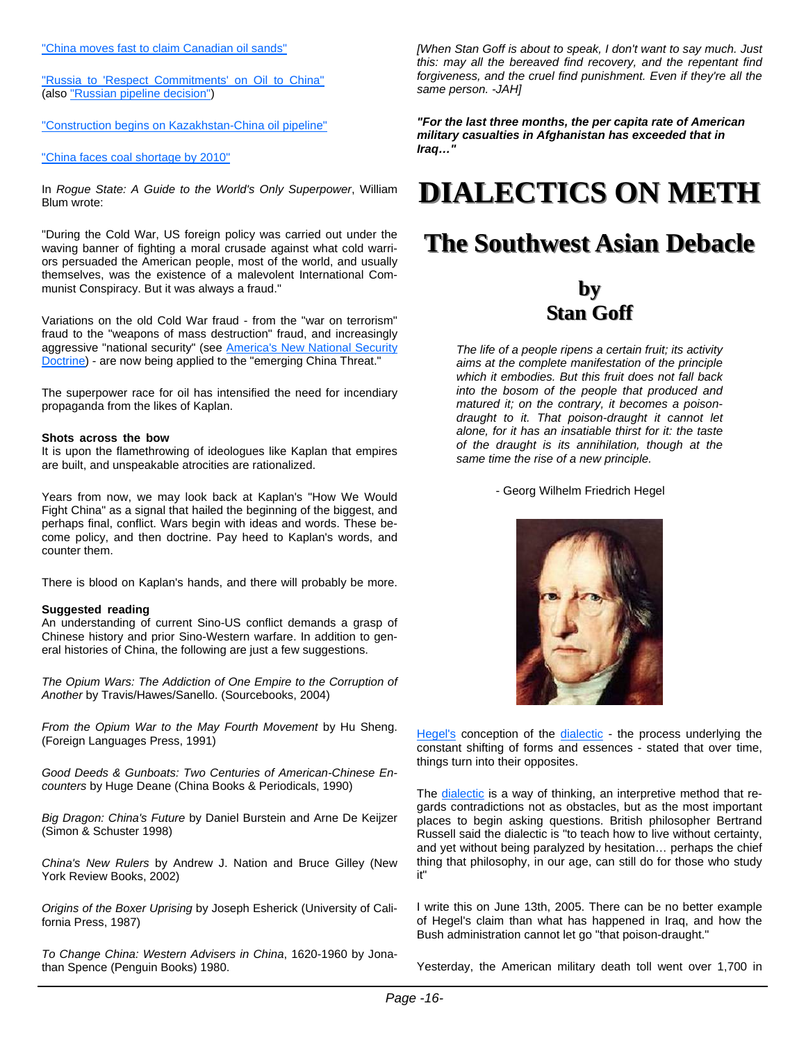"China moves fast to claim Canadian oil sands"

"Russia to 'Respect Commitments' on Oil to China" (also "Russian pipeline decision")

"Construction begins on Kazakhstan-China oil pipeline"

"China faces coal shortage by 2010"

In *Rogue State: A Guide to the World's Only Superpower*, William Blum wrote:

"During the Cold War, US foreign policy was carried out under the waving banner of fighting a moral crusade against what cold warriors persuaded the American people, most of the world, and usually themselves, was the existence of a malevolent International Communist Conspiracy. But it was always a fraud."

Variations on the old Cold War fraud - from the "war on terrorism" fraud to the "weapons of mass destruction" fraud, and increasingly aggressive "national security" (see America's New National Security Doctrine) - are now being applied to the "emerging China Threat."

The superpower race for oil has intensified the need for incendiary propaganda from the likes of Kaplan.

**Shots across the bow**

It is upon the flamethrowing of ideologues like Kaplan that empires are built, and unspeakable atrocities are rationalized.

Years from now, we may look back at Kaplan's "How We Would Fight China" as a signal that hailed the beginning of the biggest, and perhaps final, conflict. Wars begin with ideas and words. These become policy, and then doctrine. Pay heed to Kaplan's words, and counter them.

There is blood on Kaplan's hands, and there will probably be more.

**Suggested reading**

An understanding of current Sino-US conflict demands a grasp of Chinese history and prior Sino-Western warfare. In addition to general histories of China, the following are just a few suggestions.

*The Opium Wars: The Addiction of One Empire to the Corruption of Another* by Travis/Hawes/Sanello. (Sourcebooks, 2004)

*From the Opium War to the May Fourth Movement* by Hu Sheng. (Foreign Languages Press, 1991)

*Good Deeds & Gunboats: Two Centuries of American-Chinese Encounters* by Huge Deane (China Books & Periodicals, 1990)

*Big Dragon: China's Future* by Daniel Burstein and Arne De Keijzer (Simon & Schuster 1998)

*China's New Rulers* by Andrew J. Nation and Bruce Gilley (New York Review Books, 2002)

*Origins of the Boxer Uprising* by Joseph Esherick (University of California Press, 1987)

*To Change China: Western Advisers in China*, 1620-1960 by Jonathan Spence (Penguin Books) 1980.

*[When Stan Goff is about to speak, I don't want to say much. Just this: may all the bereaved find recovery, and the repentant find forgiveness, and the cruel find punishment. Even if they're all the same person. -JAH]*

***"For the last three months, the per capita rate of American military casualties in Afghanistan has exceeded that in Iraq…"***

# DIALECTICS ON METH

## The Southwest Asian Debacle

### by Stan Goff

*The life of a people ripens a certain fruit; its activity aims at the complete manifestation of the principle which it embodies. But this fruit does not fall back into the bosom of the people that produced and matured it; on the contrary, it becomes a poison-draught to it. That poison-draught it cannot let alone, for it has an insatiable thirst for it: the taste of the draught is its annihilation, though at the same time the rise of a new principle.*

- Georg Wilhelm Friedrich Hegel

Hegel's conception of the dialectic - the process underlying the constant shifting of forms and essences - stated that over time, things turn into their opposites.

The dialectic is a way of thinking, an interpretive method that regards contradictions not as obstacles, but as the most important places to begin asking questions. British philosopher Bertrand Russell said the dialectic is "to teach how to live without certainty, and yet without being paralyzed by hesitation… perhaps the chief thing that philosophy, in our age, can still do for those who study it"

I write this on June 13th, 2005. There can be no better example of Hegel's claim than what has happened in Iraq, and how the Bush administration cannot let go "that poison-draught."

Yesterday, the American military death toll went over 1,700 in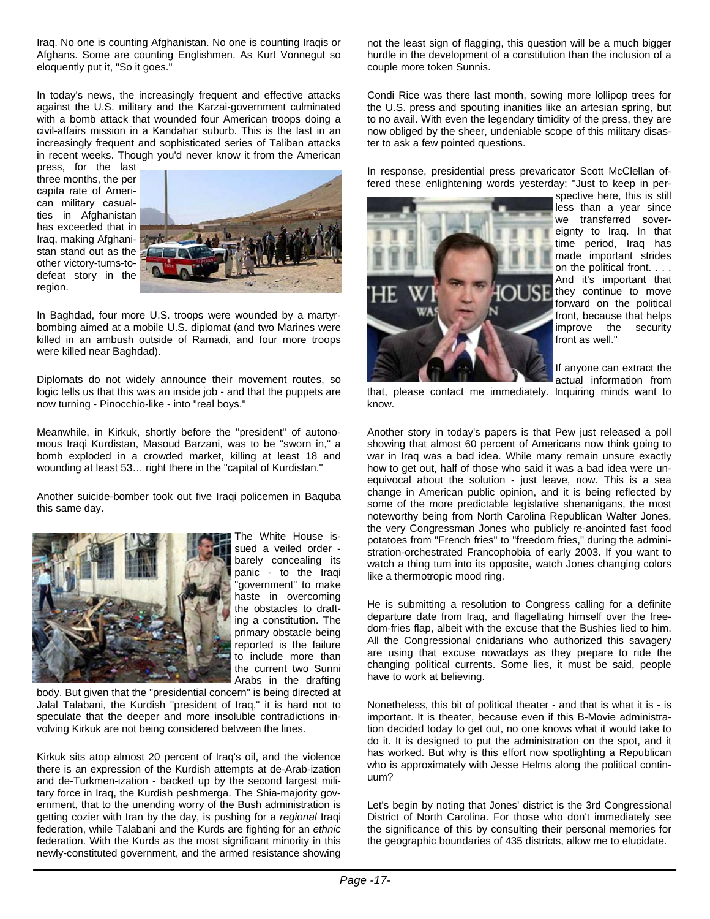Iraq. No one is counting Afghanistan. No one is counting Iraqis or Afghans. Some are counting Englishmen. As Kurt Vonnegut so eloquently put it, "So it goes."

In today's news, the increasingly frequent and effective attacks against the U.S. military and the Karzai-government culminated with a bomb attack that wounded four American troops doing a civil-affairs mission in a Kandahar suburb. This is the last in an increasingly frequent and sophisticated series of Taliban attacks in recent weeks. Though you'd never know it from the American press, for the last three months, the per capita rate of American military casualties in Afghanistan has exceeded that in Iraq, making Afghanistan stand out as the other victory-turns-to-defeat story in the region.

In Baghdad, four more U.S. troops were wounded by a martyr-bombing aimed at a mobile U.S. diplomat (and two Marines were killed in an ambush outside of Ramadi, and four more troops were killed near Baghdad).

Diplomats do not widely announce their movement routes, so logic tells us that this was an inside job - and that the puppets are now turning - Pinocchio-like - into "real boys."

Meanwhile, in Kirkuk, shortly before the "president" of autonomous Iraqi Kurdistan, Masoud Barzani, was to be "sworn in," a bomb exploded in a crowded market, killing at least 18 and wounding at least 53… right there in the "capital of Kurdistan."

Another suicide-bomber took out five Iraqi policemen in Baquba this same day.

The White House issued a veiled order - barely concealing its panic - to the Iraqi "government" to make haste in overcoming the obstacles to drafting a constitution. The primary obstacle being reported is the failure to include more than the current two Sunni Arabs in the drafting body. But given that the "presidential concern" is being directed at Jalal Talabani, the Kurdish "president of Iraq," it is hard not to speculate that the deeper and more insoluble contradictions involving Kirkuk are not being considered between the lines.

Kirkuk sits atop almost 20 percent of Iraq's oil, and the violence there is an expression of the Kurdish attempts at de-Arab-ization and de-Turkmen-ization - backed up by the second largest military force in Iraq, the Kurdish peshmerga. The Shia-majority government, that to the unending worry of the Bush administration is getting cozier with Iran by the day, is pushing for a *regional* Iraqi federation, while Talabani and the Kurds are fighting for an *ethnic* federation. With the Kurds as the most significant minority in this newly-constituted government, and the armed resistance showing not the least sign of flagging, this question will be a much bigger hurdle in the development of a constitution than the inclusion of a couple more token Sunnis.

Condi Rice was there last month, sowing more lollipop trees for the U.S. press and spouting inanities like an artesian spring, but to no avail. With even the legendary timidity of the press, they are now obliged by the sheer, undeniable scope of this military disaster to ask a few pointed questions.

In response, presidential press prevaricator Scott McClellan offered these enlightening words yesterday: "Just to keep in perspective here, this is still less than a year since we transferred sovereignty to Iraq. In that time period, Iraq has made important strides on the political front. . . . And it's important that they continue to move forward on the political front, because that helps improve the security front as well."

If anyone can extract the actual information from that, please contact me immediately. Inquiring minds want to know.

Another story in today's papers is that Pew just released a poll showing that almost 60 percent of Americans now think going to war in Iraq was a bad idea. While many remain unsure exactly how to get out, half of those who said it was a bad idea were unequivocal about the solution - just leave, now. This is a sea change in American public opinion, and it is being reflected by some of the more predictable legislative shenanigans, the most noteworthy being from North Carolina Republican Walter Jones, the very Congressman Jones who publicly re-anointed fast food potatoes from "French fries" to "freedom fries," during the administration-orchestrated Francophobia of early 2003. If you want to watch a thing turn into its opposite, watch Jones changing colors like a thermotropic mood ring.

He is submitting a resolution to Congress calling for a definite departure date from Iraq, and flagellating himself over the freedom-fries flap, albeit with the excuse that the Bushies lied to him. All the Congressional cnidarians who authorized this savagery are using that excuse nowadays as they prepare to ride the changing political currents. Some lies, it must be said, people have to work at believing.

Nonetheless, this bit of political theater - and that is what it is - is important. It is theater, because even if this B-Movie administration decided today to get out, no one knows what it would take to do it. It is designed to put the administration on the spot, and it has worked. But why is this effort now spotlighting a Republican who is approximately with Jesse Helms along the political continuum?

Let's begin by noting that Jones' district is the 3rd Congressional District of North Carolina. For those who don't immediately see the significance of this by consulting their personal memories for the geographic boundaries of 435 districts, allow me to elucidate.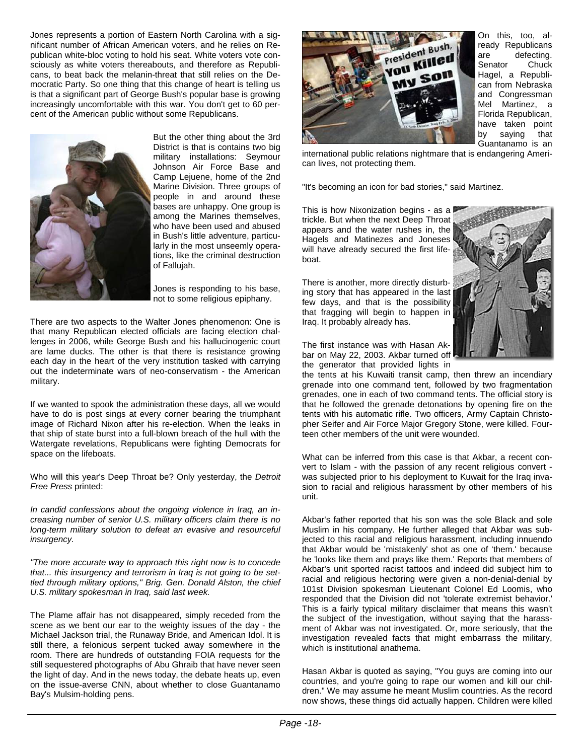Jones represents a portion of Eastern North Carolina with a significant number of African American voters, and he relies on Republican white-bloc voting to hold his seat. White voters vote consciously as white voters thereabouts, and therefore as Republicans, to beat back the melanin-threat that still relies on the Democratic Party. So one thing that this change of heart is telling us is that a significant part of George Bush's popular base is growing increasingly uncomfortable with this war. You don't get to 60 percent of the American public without some Republicans.

But the other thing about the 3rd District is that is contains two big military installations: Seymour Johnson Air Force Base and Camp Lejuene, home of the 2nd Marine Division. Three groups of people in and around these bases are unhappy. One group is among the Marines themselves, who have been used and abused in Bush's little adventure, particularly in the most unseemly operations, like the criminal destruction of Fallujah.

Jones is responding to his base, not to some religious epiphany.

There are two aspects to the Walter Jones phenomenon: One is that many Republican elected officials are facing election challenges in 2006, while George Bush and his hallucinogenic court are lame ducks. The other is that there is resistance growing each day in the heart of the very institution tasked with carrying out the indeterminate wars of neo-conservatism - the American military.

If we wanted to spook the administration these days, all we would have to do is post sings at every corner bearing the triumphant image of Richard Nixon after his re-election. When the leaks in that ship of state burst into a full-blown breach of the hull with the Watergate revelations, Republicans were fighting Democrats for space on the lifeboats.

Who will this year's Deep Throat be? Only yesterday, the *Detroit Free Press* printed:

*In candid confessions about the ongoing violence in Iraq, an increasing number of senior U.S. military officers claim there is no long-term military solution to defeat an evasive and resourceful insurgency.*

*"The more accurate way to approach this right now is to concede that... this insurgency and terrorism in Iraq is not going to be settled through military options," Brig. Gen. Donald Alston, the chief U.S. military spokesman in Iraq, said last week.*

The Plame affair has not disappeared, simply receded from the scene as we bent our ear to the weighty issues of the day - the Michael Jackson trial, the Runaway Bride, and American Idol. It is still there, a felonious serpent tucked away somewhere in the room. There are hundreds of outstanding FOIA requests for the still sequestered photographs of Abu Ghraib that have never seen the light of day. And in the news today, the debate heats up, even on the issue-averse CNN, about whether to close Guantanamo Bay's Mulsim-holding pens.

On this, too, already Republicans are defecting. Senator Chuck Hagel, a Republican from Nebraska and Congressman Mel Martinez, a Florida Republican, have taken point by saying that Guantanamo is an international public relations nightmare that is endangering American lives, not protecting them.

"It's becoming an icon for bad stories," said Martinez.

This is how Nixonization begins - as a trickle. But when the next Deep Throat appears and the water rushes in, the Hagels and Matinezes and Joneses will have already secured the first lifeboat.

There is another, more directly disturbing story that has appeared in the last few days, and that is the possibility that fragging will begin to happen in Iraq. It probably already has.

The first instance was with Hasan Akbar on May 22, 2003. Akbar turned off the generator that provided lights in the tents at his Kuwaiti transit camp, then threw an incendiary grenade into one command tent, followed by two fragmentation grenades, one in each of two command tents. The official story is that he followed the grenade detonations by opening fire on the tents with his automatic rifle. Two officers, Army Captain Christopher Seifer and Air Force Major Gregory Stone, were killed. Fourteen other members of the unit were wounded.

What can be inferred from this case is that Akbar, a recent convert to Islam - with the passion of any recent religious convert - was subjected prior to his deployment to Kuwait for the Iraq invasion to racial and religious harassment by other members of his unit.

Akbar's father reported that his son was the sole Black and sole Muslim in his company. He further alleged that Akbar was subjected to this racial and religious harassment, including innuendo that Akbar would be 'mistakenly' shot as one of 'them.' because he 'looks like them and prays like them.' Reports that members of Akbar's unit sported racist tattoos and indeed did subject him to racial and religious hectoring were given a non-denial-denial by 101st Division spokesman Lieutenant Colonel Ed Loomis, who responded that the Division did not 'tolerate extremist behavior.' This is a fairly typical military disclaimer that means this wasn't the subject of the investigation, without saying that the harassment of Akbar was not investigated. Or, more seriously, that the investigation revealed facts that might embarrass the military, which is institutional anathema.

Hasan Akbar is quoted as saying, "You guys are coming into our countries, and you're going to rape our women and kill our children." We may assume he meant Muslim countries. As the record now shows, these things did actually happen. Children were killed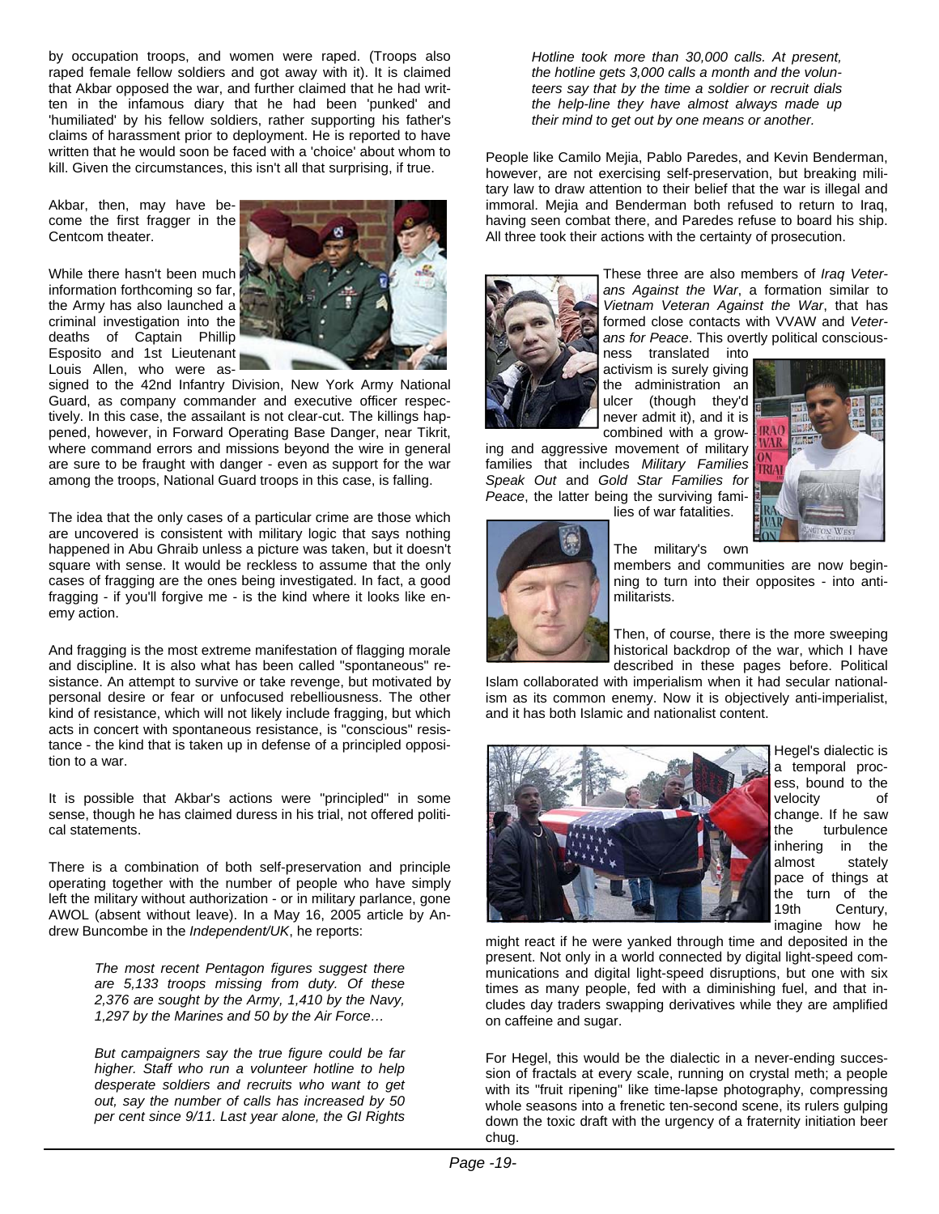by occupation troops, and women were raped. (Troops also raped female fellow soldiers and got away with it). It is claimed that Akbar opposed the war, and further claimed that he had written in the infamous diary that he had been 'punked' and 'humiliated' by his fellow soldiers, rather supporting his father's claims of harassment prior to deployment. He is reported to have written that he would soon be faced with a 'choice' about whom to kill. Given the circumstances, this isn't all that surprising, if true.

Akbar, then, may have become the first fragger in the Centcom theater.

While there hasn't been much information forthcoming so far, the Army has also launched a criminal investigation into the deaths of Captain Phillip Esposito and 1st Lieutenant Louis Allen, who were assigned to the 42nd Infantry Division, New York Army National Guard, as company commander and executive officer respectively. In this case, the assailant is not clear-cut. The killings happened, however, in Forward Operating Base Danger, near Tikrit, where command errors and missions beyond the wire in general are sure to be fraught with danger - even as support for the war among the troops, National Guard troops in this case, is falling.

The idea that the only cases of a particular crime are those which are uncovered is consistent with military logic that says nothing happened in Abu Ghraib unless a picture was taken, but it doesn't square with sense. It would be reckless to assume that the only cases of fragging are the ones being investigated. In fact, a good fragging - if you'll forgive me - is the kind where it looks like enemy action.

And fragging is the most extreme manifestation of flagging morale and discipline. It is also what has been called "spontaneous" resistance. An attempt to survive or take revenge, but motivated by personal desire or fear or unfocused rebelliousness. The other kind of resistance, which will not likely include fragging, but which acts in concert with spontaneous resistance, is "conscious" resistance - the kind that is taken up in defense of a principled opposition to a war.

It is possible that Akbar's actions were "principled" in some sense, though he has claimed duress in his trial, not offered political statements.

There is a combination of both self-preservation and principle operating together with the number of people who have simply left the military without authorization - or in military parlance, gone AWOL (absent without leave). In a May 16, 2005 article by Andrew Buncombe in the *Independent/UK*, he reports:

> *The most recent Pentagon figures suggest there are 5,133 troops missing from duty. Of these 2,376 are sought by the Army, 1,410 by the Navy, 1,297 by the Marines and 50 by the Air Force…*
>
> *But campaigners say the true figure could be far higher. Staff who run a volunteer hotline to help desperate soldiers and recruits who want to get out, say the number of calls has increased by 50 per cent since 9/11. Last year alone, the GI Rights Hotline took more than 30,000 calls. At present, the hotline gets 3,000 calls a month and the volunteers say that by the time a soldier or recruit dials the help-line they have almost always made up their mind to get out by one means or another.*

People like Camilo Mejia, Pablo Paredes, and Kevin Benderman, however, are not exercising self-preservation, but breaking military law to draw attention to their belief that the war is illegal and immoral. Mejia and Benderman both refused to return to Iraq, having seen combat there, and Paredes refuse to board his ship. All three took their actions with the certainty of prosecution.

These three are also members of *Iraq Veterans Against the War*, a formation similar to *Vietnam Veteran Against the War*, that has formed close contacts with VVAW and *Veterans for Peace*. This overtly political consciousness translated into activism is surely giving the administration an ulcer (though they'd never admit it), and it is combined with a growing and aggressive movement of military families that includes *Military Families Speak Out* and *Gold Star Families for Peace*, the latter being the surviving families of war fatalities.

The military's own members and communities are now beginning to turn into their opposites - into anti-militarists.

Then, of course, there is the more sweeping historical backdrop of the war, which I have described in these pages before. Political Islam collaborated with imperialism when it had secular nationalism as its common enemy. Now it is objectively anti-imperialist, and it has both Islamic and nationalist content.

Hegel's dialectic is a temporal process, bound to the velocity of change. If he saw the turbulence inhering in the almost stately pace of things at the turn of the 19th Century, imagine how he might react if he were yanked through time and deposited in the present. Not only in a world connected by digital light-speed communications and digital light-speed disruptions, but one with six times as many people, fed with a diminishing fuel, and that includes day traders swapping derivatives while they are amplified on caffeine and sugar.

For Hegel, this would be the dialectic in a never-ending succession of fractals at every scale, running on crystal meth; a people with its "fruit ripening" like time-lapse photography, compressing whole seasons into a frenetic ten-second scene, its rulers gulping down the toxic draft with the urgency of a fraternity initiation beer chug.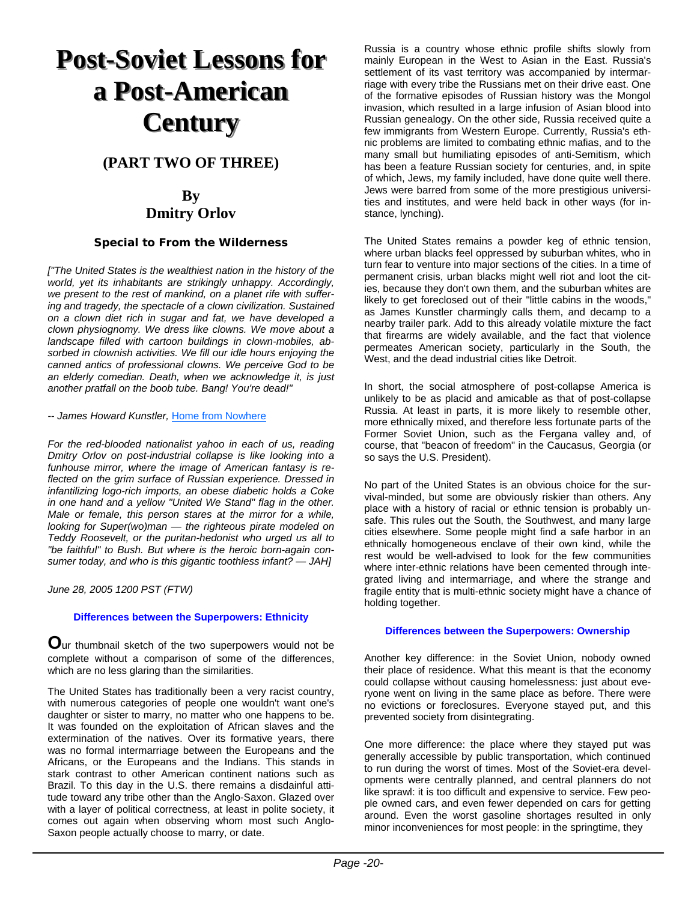# Post-Soviet Lessons for a Post-American Century

## (PART TWO OF THREE)

### By
### Dmitry Orlov

**Special to From the Wilderness**

*["The United States is the wealthiest nation in the history of the world, yet its inhabitants are strikingly unhappy. Accordingly, we present to the rest of mankind, on a planet rife with suffering and tragedy, the spectacle of a clown civilization. Sustained on a clown diet rich in sugar and fat, we have developed a clown physiognomy. We dress like clowns. We move about a landscape filled with cartoon buildings in clown-mobiles, absorbed in clownish activities. We fill our idle hours enjoying the canned antics of professional clowns. We perceive God to be an elderly comedian. Death, when we acknowledge it, is just another pratfall on the boob tube. Bang! You're dead!"*

*-- James Howard Kunstler,* Home from Nowhere

*For the red-blooded nationalist yahoo in each of us, reading Dmitry Orlov on post-industrial collapse is like looking into a funhouse mirror, where the image of American fantasy is reflected on the grim surface of Russian experience. Dressed in infantilizing logo-rich imports, an obese diabetic holds a Coke in one hand and a yellow "United We Stand" flag in the other. Male or female, this person stares at the mirror for a while, looking for Super(wo)man — the righteous pirate modeled on Teddy Roosevelt, or the puritan-hedonist who urged us all to "be faithful" to Bush. But where is the heroic born-again consumer today, and who is this gigantic toothless infant? — JAH]*

*June 28, 2005 1200 PST (FTW)*

**Differences between the Superpowers: Ethnicity**

Our thumbnail sketch of the two superpowers would not be complete without a comparison of some of the differences, which are no less glaring than the similarities.

The United States has traditionally been a very racist country, with numerous categories of people one wouldn't want one's daughter or sister to marry, no matter who one happens to be. It was founded on the exploitation of African slaves and the extermination of the natives. Over its formative years, there was no formal intermarriage between the Europeans and the Africans, or the Europeans and the Indians. This stands in stark contrast to other American continent nations such as Brazil. To this day in the U.S. there remains a disdainful attitude toward any tribe other than the Anglo-Saxon. Glazed over with a layer of political correctness, at least in polite society, it comes out again when observing whom most such Anglo-Saxon people actually choose to marry, or date.

Russia is a country whose ethnic profile shifts slowly from mainly European in the West to Asian in the East. Russia's settlement of its vast territory was accompanied by intermarriage with every tribe the Russians met on their drive east. One of the formative episodes of Russian history was the Mongol invasion, which resulted in a large infusion of Asian blood into Russian genealogy. On the other side, Russia received quite a few immigrants from Western Europe. Currently, Russia's ethnic problems are limited to combating ethnic mafias, and to the many small but humiliating episodes of anti-Semitism, which has been a feature Russian society for centuries, and, in spite of which, Jews, my family included, have done quite well there. Jews were barred from some of the more prestigious universities and institutes, and were held back in other ways (for instance, lynching).

The United States remains a powder keg of ethnic tension, where urban blacks feel oppressed by suburban whites, who in turn fear to venture into major sections of the cities. In a time of permanent crisis, urban blacks might well riot and loot the cities, because they don't own them, and the suburban whites are likely to get foreclosed out of their "little cabins in the woods," as James Kunstler charmingly calls them, and decamp to a nearby trailer park. Add to this already volatile mixture the fact that firearms are widely available, and the fact that violence permeates American society, particularly in the South, the West, and the dead industrial cities like Detroit.

In short, the social atmosphere of post-collapse America is unlikely to be as placid and amicable as that of post-collapse Russia. At least in parts, it is more likely to resemble other, more ethnically mixed, and therefore less fortunate parts of the Former Soviet Union, such as the Fergana valley and, of course, that "beacon of freedom" in the Caucasus, Georgia (or so says the U.S. President).

No part of the United States is an obvious choice for the survival-minded, but some are obviously riskier than others. Any place with a history of racial or ethnic tension is probably unsafe. This rules out the South, the Southwest, and many large cities elsewhere. Some people might find a safe harbor in an ethnically homogeneous enclave of their own kind, while the rest would be well-advised to look for the few communities where inter-ethnic relations have been cemented through integrated living and intermarriage, and where the strange and fragile entity that is multi-ethnic society might have a chance of holding together.

**Differences between the Superpowers: Ownership**

Another key difference: in the Soviet Union, nobody owned their place of residence. What this meant is that the economy could collapse without causing homelessness: just about everyone went on living in the same place as before. There were no evictions or foreclosures. Everyone stayed put, and this prevented society from disintegrating.

One more difference: the place where they stayed put was generally accessible by public transportation, which continued to run during the worst of times. Most of the Soviet-era developments were centrally planned, and central planners do not like sprawl: it is too difficult and expensive to service. Few people owned cars, and even fewer depended on cars for getting around. Even the worst gasoline shortages resulted in only minor inconveniences for most people: in the springtime, they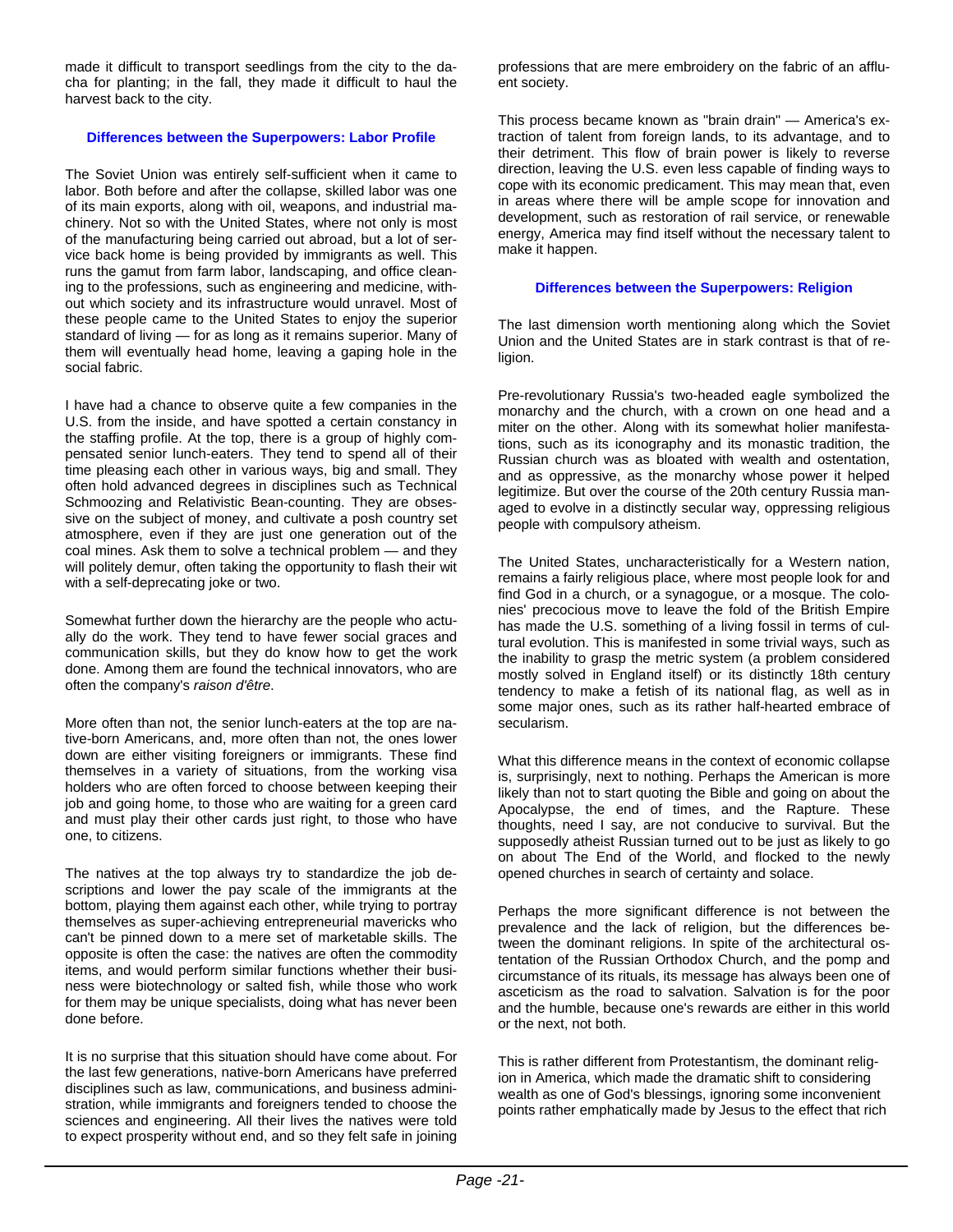made it difficult to transport seedlings from the city to the dacha for planting; in the fall, they made it difficult to haul the harvest back to the city.

### Differences between the Superpowers: Labor Profile

The Soviet Union was entirely self-sufficient when it came to labor. Both before and after the collapse, skilled labor was one of its main exports, along with oil, weapons, and industrial machinery. Not so with the United States, where not only is most of the manufacturing being carried out abroad, but a lot of service back home is being provided by immigrants as well. This runs the gamut from farm labor, landscaping, and office cleaning to the professions, such as engineering and medicine, without which society and its infrastructure would unravel. Most of these people came to the United States to enjoy the superior standard of living — for as long as it remains superior. Many of them will eventually head home, leaving a gaping hole in the social fabric.

I have had a chance to observe quite a few companies in the U.S. from the inside, and have spotted a certain constancy in the staffing profile. At the top, there is a group of highly compensated senior lunch-eaters. They tend to spend all of their time pleasing each other in various ways, big and small. They often hold advanced degrees in disciplines such as Technical Schmoozing and Relativistic Bean-counting. They are obsessive on the subject of money, and cultivate a posh country set atmosphere, even if they are just one generation out of the coal mines. Ask them to solve a technical problem — and they will politely demur, often taking the opportunity to flash their wit with a self-deprecating joke or two.

Somewhat further down the hierarchy are the people who actually do the work. They tend to have fewer social graces and communication skills, but they do know how to get the work done. Among them are found the technical innovators, who are often the company's *raison d'être*.

More often than not, the senior lunch-eaters at the top are native-born Americans, and, more often than not, the ones lower down are either visiting foreigners or immigrants. These find themselves in a variety of situations, from the working visa holders who are often forced to choose between keeping their job and going home, to those who are waiting for a green card and must play their other cards just right, to those who have one, to citizens.

The natives at the top always try to standardize the job descriptions and lower the pay scale of the immigrants at the bottom, playing them against each other, while trying to portray themselves as super-achieving entrepreneurial mavericks who can't be pinned down to a mere set of marketable skills. The opposite is often the case: the natives are often the commodity items, and would perform similar functions whether their business were biotechnology or salted fish, while those who work for them may be unique specialists, doing what has never been done before.

It is no surprise that this situation should have come about. For the last few generations, native-born Americans have preferred disciplines such as law, communications, and business administration, while immigrants and foreigners tended to choose the sciences and engineering. All their lives the natives were told to expect prosperity without end, and so they felt safe in joining professions that are mere embroidery on the fabric of an affluent society.

This process became known as "brain drain" — America's extraction of talent from foreign lands, to its advantage, and to their detriment. This flow of brain power is likely to reverse direction, leaving the U.S. even less capable of finding ways to cope with its economic predicament. This may mean that, even in areas where there will be ample scope for innovation and development, such as restoration of rail service, or renewable energy, America may find itself without the necessary talent to make it happen.

### Differences between the Superpowers: Religion

The last dimension worth mentioning along which the Soviet Union and the United States are in stark contrast is that of religion.

Pre-revolutionary Russia's two-headed eagle symbolized the monarchy and the church, with a crown on one head and a miter on the other. Along with its somewhat holier manifestations, such as its iconography and its monastic tradition, the Russian church was as bloated with wealth and ostentation, and as oppressive, as the monarchy whose power it helped legitimize. But over the course of the 20th century Russia managed to evolve in a distinctly secular way, oppressing religious people with compulsory atheism.

The United States, uncharacteristically for a Western nation, remains a fairly religious place, where most people look for and find God in a church, or a synagogue, or a mosque. The colonies' precocious move to leave the fold of the British Empire has made the U.S. something of a living fossil in terms of cultural evolution. This is manifested in some trivial ways, such as the inability to grasp the metric system (a problem considered mostly solved in England itself) or its distinctly 18th century tendency to make a fetish of its national flag, as well as in some major ones, such as its rather half-hearted embrace of secularism.

What this difference means in the context of economic collapse is, surprisingly, next to nothing. Perhaps the American is more likely than not to start quoting the Bible and going on about the Apocalypse, the end of times, and the Rapture. These thoughts, need I say, are not conducive to survival. But the supposedly atheist Russian turned out to be just as likely to go on about The End of the World, and flocked to the newly opened churches in search of certainty and solace.

Perhaps the more significant difference is not between the prevalence and the lack of religion, but the differences between the dominant religions. In spite of the architectural ostentation of the Russian Orthodox Church, and the pomp and circumstance of its rituals, its message has always been one of asceticism as the road to salvation. Salvation is for the poor and the humble, because one's rewards are either in this world or the next, not both.

This is rather different from Protestantism, the dominant religion in America, which made the dramatic shift to considering wealth as one of God's blessings, ignoring some inconvenient points rather emphatically made by Jesus to the effect that rich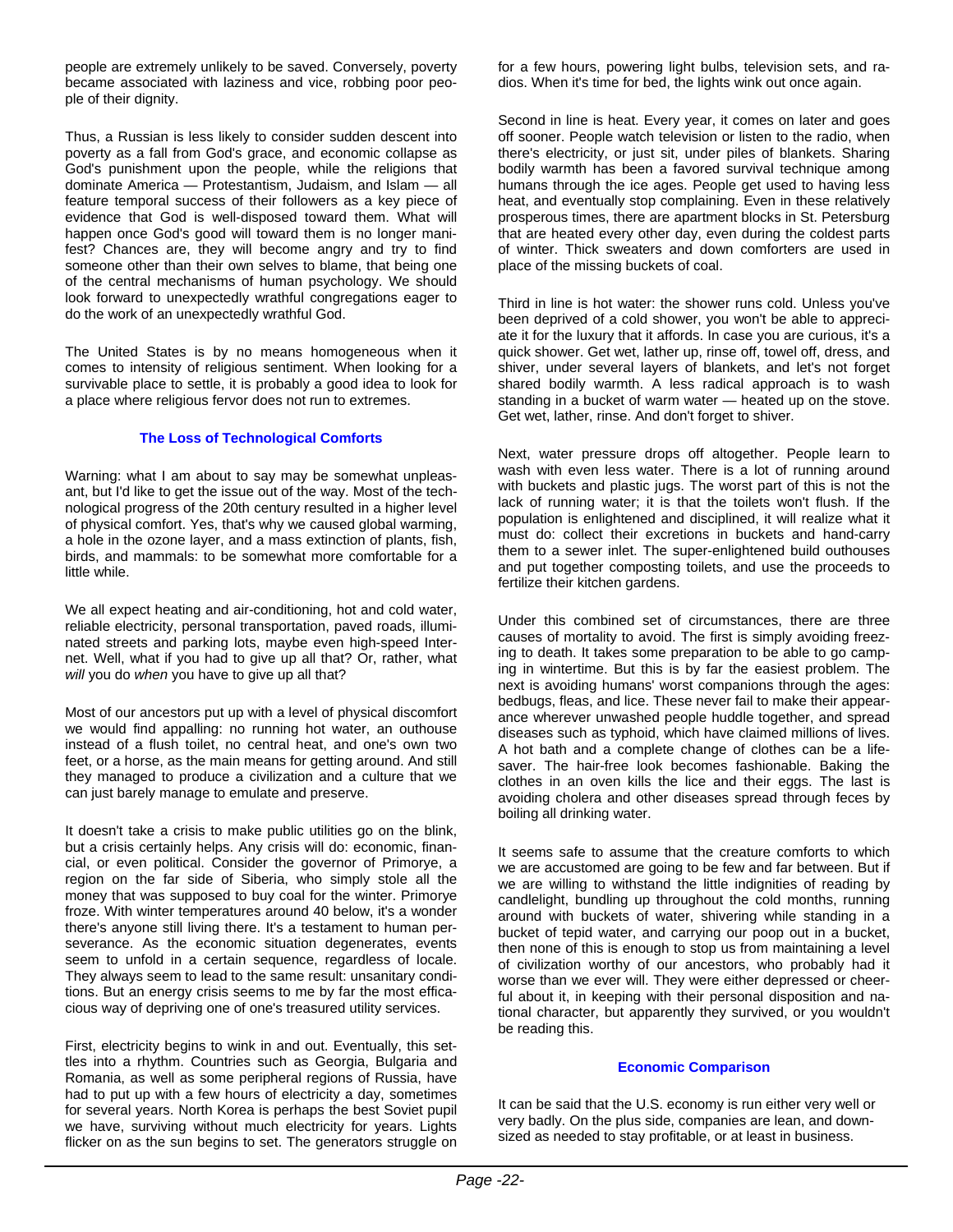people are extremely unlikely to be saved. Conversely, poverty became associated with laziness and vice, robbing poor people of their dignity.

Thus, a Russian is less likely to consider sudden descent into poverty as a fall from God's grace, and economic collapse as God's punishment upon the people, while the religions that dominate America — Protestantism, Judaism, and Islam — all feature temporal success of their followers as a key piece of evidence that God is well-disposed toward them. What will happen once God's good will toward them is no longer manifest? Chances are, they will become angry and try to find someone other than their own selves to blame, that being one of the central mechanisms of human psychology. We should look forward to unexpectedly wrathful congregations eager to do the work of an unexpectedly wrathful God.

The United States is by no means homogeneous when it comes to intensity of religious sentiment. When looking for a survivable place to settle, it is probably a good idea to look for a place where religious fervor does not run to extremes.

### The Loss of Technological Comforts

Warning: what I am about to say may be somewhat unpleasant, but I'd like to get the issue out of the way. Most of the technological progress of the 20th century resulted in a higher level of physical comfort. Yes, that's why we caused global warming, a hole in the ozone layer, and a mass extinction of plants, fish, birds, and mammals: to be somewhat more comfortable for a little while.

We all expect heating and air-conditioning, hot and cold water, reliable electricity, personal transportation, paved roads, illuminated streets and parking lots, maybe even high-speed Internet. Well, what if you had to give up all that? Or, rather, what *will* you do *when* you have to give up all that?

Most of our ancestors put up with a level of physical discomfort we would find appalling: no running hot water, an outhouse instead of a flush toilet, no central heat, and one's own two feet, or a horse, as the main means for getting around. And still they managed to produce a civilization and a culture that we can just barely manage to emulate and preserve.

It doesn't take a crisis to make public utilities go on the blink, but a crisis certainly helps. Any crisis will do: economic, financial, or even political. Consider the governor of Primorye, a region on the far side of Siberia, who simply stole all the money that was supposed to buy coal for the winter. Primorye froze. With winter temperatures around 40 below, it's a wonder there's anyone still living there. It's a testament to human perseverance. As the economic situation degenerates, events seem to unfold in a certain sequence, regardless of locale. They always seem to lead to the same result: unsanitary conditions. But an energy crisis seems to me by far the most efficacious way of depriving one of one's treasured utility services.

First, electricity begins to wink in and out. Eventually, this settles into a rhythm. Countries such as Georgia, Bulgaria and Romania, as well as some peripheral regions of Russia, have had to put up with a few hours of electricity a day, sometimes for several years. North Korea is perhaps the best Soviet pupil we have, surviving without much electricity for years. Lights flicker on as the sun begins to set. The generators struggle on for a few hours, powering light bulbs, television sets, and radios. When it's time for bed, the lights wink out once again.

Second in line is heat. Every year, it comes on later and goes off sooner. People watch television or listen to the radio, when there's electricity, or just sit, under piles of blankets. Sharing bodily warmth has been a favored survival technique among humans through the ice ages. People get used to having less heat, and eventually stop complaining. Even in these relatively prosperous times, there are apartment blocks in St. Petersburg that are heated every other day, even during the coldest parts of winter. Thick sweaters and down comforters are used in place of the missing buckets of coal.

Third in line is hot water: the shower runs cold. Unless you've been deprived of a cold shower, you won't be able to appreciate it for the luxury that it affords. In case you are curious, it's a quick shower. Get wet, lather up, rinse off, towel off, dress, and shiver, under several layers of blankets, and let's not forget shared bodily warmth. A less radical approach is to wash standing in a bucket of warm water — heated up on the stove. Get wet, lather, rinse. And don't forget to shiver.

Next, water pressure drops off altogether. People learn to wash with even less water. There is a lot of running around with buckets and plastic jugs. The worst part of this is not the lack of running water; it is that the toilets won't flush. If the population is enlightened and disciplined, it will realize what it must do: collect their excretions in buckets and hand-carry them to a sewer inlet. The super-enlightened build outhouses and put together composting toilets, and use the proceeds to fertilize their kitchen gardens.

Under this combined set of circumstances, there are three causes of mortality to avoid. The first is simply avoiding freezing to death. It takes some preparation to be able to go camping in wintertime. But this is by far the easiest problem. The next is avoiding humans' worst companions through the ages: bedbugs, fleas, and lice. These never fail to make their appearance wherever unwashed people huddle together, and spread diseases such as typhoid, which have claimed millions of lives. A hot bath and a complete change of clothes can be a lifesaver. The hair-free look becomes fashionable. Baking the clothes in an oven kills the lice and their eggs. The last is avoiding cholera and other diseases spread through feces by boiling all drinking water.

It seems safe to assume that the creature comforts to which we are accustomed are going to be few and far between. But if we are willing to withstand the little indignities of reading by candlelight, bundling up throughout the cold months, running around with buckets of water, shivering while standing in a bucket of tepid water, and carrying our poop out in a bucket, then none of this is enough to stop us from maintaining a level of civilization worthy of our ancestors, who probably had it worse than we ever will. They were either depressed or cheerful about it, in keeping with their personal disposition and national character, but apparently they survived, or you wouldn't be reading this.

### Economic Comparison

It can be said that the U.S. economy is run either very well or very badly. On the plus side, companies are lean, and downsized as needed to stay profitable, or at least in business.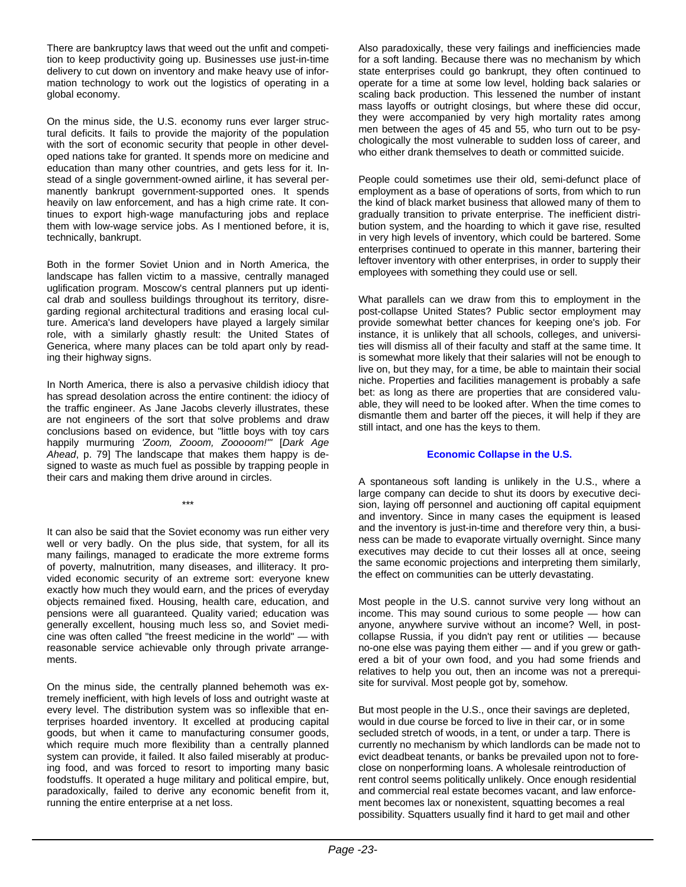There are bankruptcy laws that weed out the unfit and competition to keep productivity going up. Businesses use just-in-time delivery to cut down on inventory and make heavy use of information technology to work out the logistics of operating in a global economy.

On the minus side, the U.S. economy runs ever larger structural deficits. It fails to provide the majority of the population with the sort of economic security that people in other developed nations take for granted. It spends more on medicine and education than many other countries, and gets less for it. Instead of a single government-owned airline, it has several permanently bankrupt government-supported ones. It spends heavily on law enforcement, and has a high crime rate. It continues to export high-wage manufacturing jobs and replace them with low-wage service jobs. As I mentioned before, it is, technically, bankrupt.

Both in the former Soviet Union and in North America, the landscape has fallen victim to a massive, centrally managed uglification program. Moscow's central planners put up identical drab and soulless buildings throughout its territory, disregarding regional architectural traditions and erasing local culture. America's land developers have played a largely similar role, with a similarly ghastly result: the United States of Generica, where many places can be told apart only by reading their highway signs.

In North America, there is also a pervasive childish idiocy that has spread desolation across the entire continent: the idiocy of the traffic engineer. As Jane Jacobs cleverly illustrates, these are not engineers of the sort that solve problems and draw conclusions based on evidence, but "little boys with toy cars happily murmuring *'Zoom, Zooom, Zooooom!'"* [*Dark Age Ahead*, p. 79] The landscape that makes them happy is designed to waste as much fuel as possible by trapping people in their cars and making them drive around in circles.

\*\*\*

It can also be said that the Soviet economy was run either very well or very badly. On the plus side, that system, for all its many failings, managed to eradicate the more extreme forms of poverty, malnutrition, many diseases, and illiteracy. It provided economic security of an extreme sort: everyone knew exactly how much they would earn, and the prices of everyday objects remained fixed. Housing, health care, education, and pensions were all guaranteed. Quality varied; education was generally excellent, housing much less so, and Soviet medicine was often called "the freest medicine in the world" — with reasonable service achievable only through private arrangements.

On the minus side, the centrally planned behemoth was extremely inefficient, with high levels of loss and outright waste at every level. The distribution system was so inflexible that enterprises hoarded inventory. It excelled at producing capital goods, but when it came to manufacturing consumer goods, which require much more flexibility than a centrally planned system can provide, it failed. It also failed miserably at producing food, and was forced to resort to importing many basic foodstuffs. It operated a huge military and political empire, but, paradoxically, failed to derive any economic benefit from it, running the entire enterprise at a net loss.

Also paradoxically, these very failings and inefficiencies made for a soft landing. Because there was no mechanism by which state enterprises could go bankrupt, they often continued to operate for a time at some low level, holding back salaries or scaling back production. This lessened the number of instant mass layoffs or outright closings, but where these did occur, they were accompanied by very high mortality rates among men between the ages of 45 and 55, who turn out to be psychologically the most vulnerable to sudden loss of career, and who either drank themselves to death or committed suicide.

People could sometimes use their old, semi-defunct place of employment as a base of operations of sorts, from which to run the kind of black market business that allowed many of them to gradually transition to private enterprise. The inefficient distribution system, and the hoarding to which it gave rise, resulted in very high levels of inventory, which could be bartered. Some enterprises continued to operate in this manner, bartering their leftover inventory with other enterprises, in order to supply their employees with something they could use or sell.

What parallels can we draw from this to employment in the post-collapse United States? Public sector employment may provide somewhat better chances for keeping one's job. For instance, it is unlikely that all schools, colleges, and universities will dismiss all of their faculty and staff at the same time. It is somewhat more likely that their salaries will not be enough to live on, but they may, for a time, be able to maintain their social niche. Properties and facilities management is probably a safe bet: as long as there are properties that are considered valuable, they will need to be looked after. When the time comes to dismantle them and barter off the pieces, it will help if they are still intact, and one has the keys to them.

## Economic Collapse in the U.S.

A spontaneous soft landing is unlikely in the U.S., where a large company can decide to shut its doors by executive decision, laying off personnel and auctioning off capital equipment and inventory. Since in many cases the equipment is leased and the inventory is just-in-time and therefore very thin, a business can be made to evaporate virtually overnight. Since many executives may decide to cut their losses all at once, seeing the same economic projections and interpreting them similarly, the effect on communities can be utterly devastating.

Most people in the U.S. cannot survive very long without an income. This may sound curious to some people — how can anyone, anywhere survive without an income? Well, in post-collapse Russia, if you didn't pay rent or utilities — because no-one else was paying them either — and if you grew or gathered a bit of your own food, and you had some friends and relatives to help you out, then an income was not a prerequisite for survival. Most people got by, somehow.

But most people in the U.S., once their savings are depleted, would in due course be forced to live in their car, or in some secluded stretch of woods, in a tent, or under a tarp. There is currently no mechanism by which landlords can be made not to evict deadbeat tenants, or banks be prevailed upon not to foreclose on nonperforming loans. A wholesale reintroduction of rent control seems politically unlikely. Once enough residential and commercial real estate becomes vacant, and law enforcement becomes lax or nonexistent, squatting becomes a real possibility. Squatters usually find it hard to get mail and other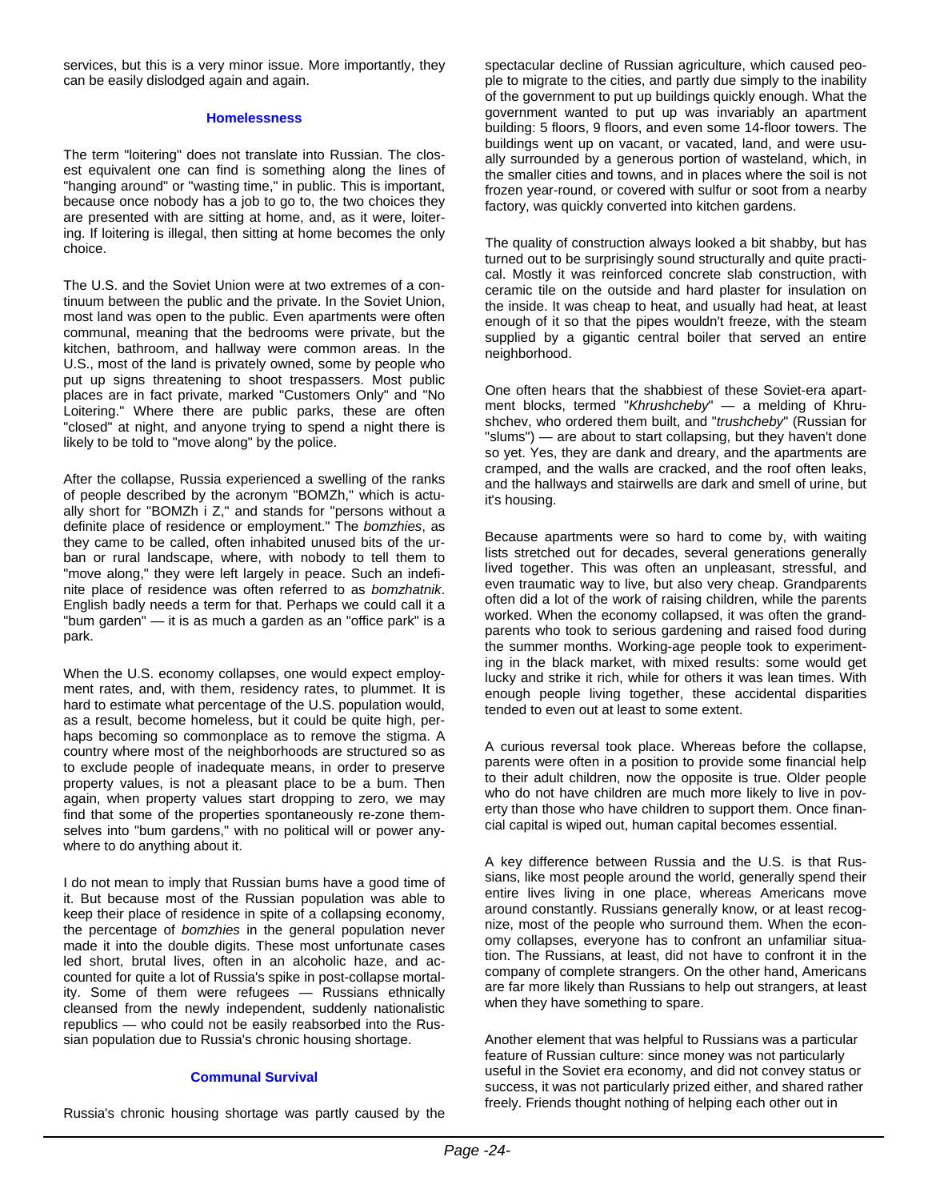services, but this is a very minor issue. More importantly, they can be easily dislodged again and again.

### Homelessness

The term "loitering" does not translate into Russian. The closest equivalent one can find is something along the lines of "hanging around" or "wasting time," in public. This is important, because once nobody has a job to go to, the two choices they are presented with are sitting at home, and, as it were, loitering. If loitering is illegal, then sitting at home becomes the only choice.

The U.S. and the Soviet Union were at two extremes of a continuum between the public and the private. In the Soviet Union, most land was open to the public. Even apartments were often communal, meaning that the bedrooms were private, but the kitchen, bathroom, and hallway were common areas. In the U.S., most of the land is privately owned, some by people who put up signs threatening to shoot trespassers. Most public places are in fact private, marked "Customers Only" and "No Loitering." Where there are public parks, these are often "closed" at night, and anyone trying to spend a night there is likely to be told to "move along" by the police.

After the collapse, Russia experienced a swelling of the ranks of people described by the acronym "BOMZh," which is actually short for "BOMZh i Z," and stands for "persons without a definite place of residence or employment." The *bomzhies*, as they came to be called, often inhabited unused bits of the urban or rural landscape, where, with nobody to tell them to "move along," they were left largely in peace. Such an indefinite place of residence was often referred to as *bomzhatnik*. English badly needs a term for that. Perhaps we could call it a "bum garden" — it is as much a garden as an "office park" is a park.

When the U.S. economy collapses, one would expect employment rates, and, with them, residency rates, to plummet. It is hard to estimate what percentage of the U.S. population would, as a result, become homeless, but it could be quite high, perhaps becoming so commonplace as to remove the stigma. A country where most of the neighborhoods are structured so as to exclude people of inadequate means, in order to preserve property values, is not a pleasant place to be a bum. Then again, when property values start dropping to zero, we may find that some of the properties spontaneously re-zone themselves into "bum gardens," with no political will or power anywhere to do anything about it.

I do not mean to imply that Russian bums have a good time of it. But because most of the Russian population was able to keep their place of residence in spite of a collapsing economy, the percentage of *bomzhies* in the general population never made it into the double digits. These most unfortunate cases led short, brutal lives, often in an alcoholic haze, and accounted for quite a lot of Russia's spike in post-collapse mortality. Some of them were refugees — Russians ethnically cleansed from the newly independent, suddenly nationalistic republics — who could not be easily reabsorbed into the Russian population due to Russia's chronic housing shortage.

### Communal Survival

Russia's chronic housing shortage was partly caused by the spectacular decline of Russian agriculture, which caused people to migrate to the cities, and partly due simply to the inability of the government to put up buildings quickly enough. What the government wanted to put up was invariably an apartment building: 5 floors, 9 floors, and even some 14-floor towers. The buildings went up on vacant, or vacated, land, and were usually surrounded by a generous portion of wasteland, which, in the smaller cities and towns, and in places where the soil is not frozen year-round, or covered with sulfur or soot from a nearby factory, was quickly converted into kitchen gardens.

The quality of construction always looked a bit shabby, but has turned out to be surprisingly sound structurally and quite practical. Mostly it was reinforced concrete slab construction, with ceramic tile on the outside and hard plaster for insulation on the inside. It was cheap to heat, and usually had heat, at least enough of it so that the pipes wouldn't freeze, with the steam supplied by a gigantic central boiler that served an entire neighborhood.

One often hears that the shabbiest of these Soviet-era apartment blocks, termed "*Khrushcheby*" — a melding of Khrushchev, who ordered them built, and "*trushcheby*" (Russian for "slums") — are about to start collapsing, but they haven't done so yet. Yes, they are dank and dreary, and the apartments are cramped, and the walls are cracked, and the roof often leaks, and the hallways and stairwells are dark and smell of urine, but it's housing.

Because apartments were so hard to come by, with waiting lists stretched out for decades, several generations generally lived together. This was often an unpleasant, stressful, and even traumatic way to live, but also very cheap. Grandparents often did a lot of the work of raising children, while the parents worked. When the economy collapsed, it was often the grandparents who took to serious gardening and raised food during the summer months. Working-age people took to experimenting in the black market, with mixed results: some would get lucky and strike it rich, while for others it was lean times. With enough people living together, these accidental disparities tended to even out at least to some extent.

A curious reversal took place. Whereas before the collapse, parents were often in a position to provide some financial help to their adult children, now the opposite is true. Older people who do not have children are much more likely to live in poverty than those who have children to support them. Once financial capital is wiped out, human capital becomes essential.

A key difference between Russia and the U.S. is that Russians, like most people around the world, generally spend their entire lives living in one place, whereas Americans move around constantly. Russians generally know, or at least recognize, most of the people who surround them. When the economy collapses, everyone has to confront an unfamiliar situation. The Russians, at least, did not have to confront it in the company of complete strangers. On the other hand, Americans are far more likely than Russians to help out strangers, at least when they have something to spare.

Another element that was helpful to Russians was a particular feature of Russian culture: since money was not particularly useful in the Soviet era economy, and did not convey status or success, it was not particularly prized either, and shared rather freely. Friends thought nothing of helping each other out in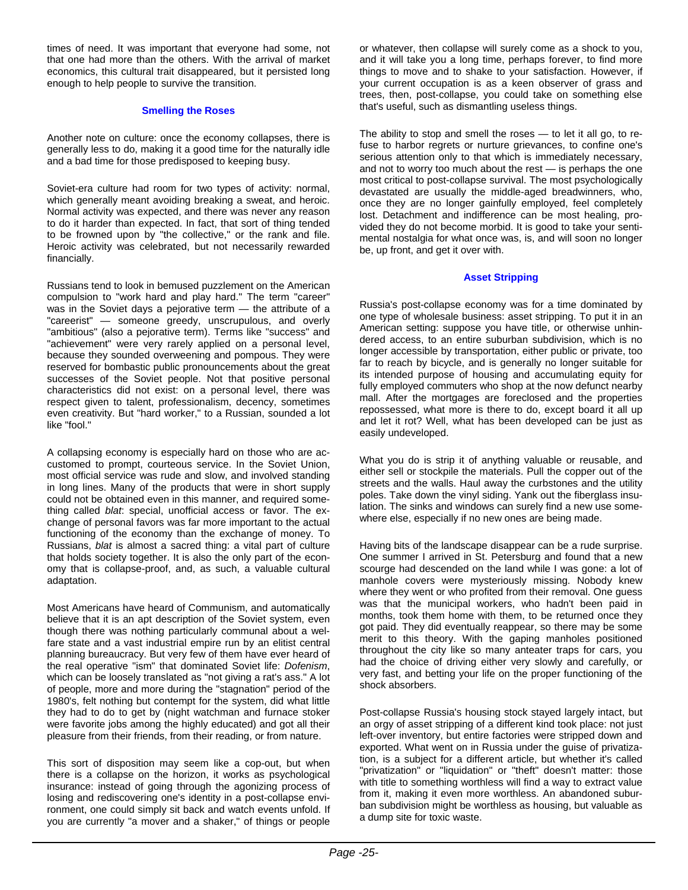times of need. It was important that everyone had some, not that one had more than the others. With the arrival of market economics, this cultural trait disappeared, but it persisted long enough to help people to survive the transition.

### Smelling the Roses

Another note on culture: once the economy collapses, there is generally less to do, making it a good time for the naturally idle and a bad time for those predisposed to keeping busy.

Soviet-era culture had room for two types of activity: normal, which generally meant avoiding breaking a sweat, and heroic. Normal activity was expected, and there was never any reason to do it harder than expected. In fact, that sort of thing tended to be frowned upon by "the collective," or the rank and file. Heroic activity was celebrated, but not necessarily rewarded financially.

Russians tend to look in bemused puzzlement on the American compulsion to "work hard and play hard." The term "career" was in the Soviet days a pejorative term — the attribute of a "careerist" — someone greedy, unscrupulous, and overly "ambitious" (also a pejorative term). Terms like "success" and "achievement" were very rarely applied on a personal level, because they sounded overweening and pompous. They were reserved for bombastic public pronouncements about the great successes of the Soviet people. Not that positive personal characteristics did not exist: on a personal level, there was respect given to talent, professionalism, decency, sometimes even creativity. But "hard worker," to a Russian, sounded a lot like "fool."

A collapsing economy is especially hard on those who are accustomed to prompt, courteous service. In the Soviet Union, most official service was rude and slow, and involved standing in long lines. Many of the products that were in short supply could not be obtained even in this manner, and required something called *blat*: special, unofficial access or favor. The exchange of personal favors was far more important to the actual functioning of the economy than the exchange of money. To Russians, *blat* is almost a sacred thing: a vital part of culture that holds society together. It is also the only part of the economy that is collapse-proof, and, as such, a valuable cultural adaptation.

Most Americans have heard of Communism, and automatically believe that it is an apt description of the Soviet system, even though there was nothing particularly communal about a welfare state and a vast industrial empire run by an elitist central planning bureaucracy. But very few of them have ever heard of the real operative "ism" that dominated Soviet life: *Dofenism*, which can be loosely translated as "not giving a rat's ass." A lot of people, more and more during the "stagnation" period of the 1980's, felt nothing but contempt for the system, did what little they had to do to get by (night watchman and furnace stoker were favorite jobs among the highly educated) and got all their pleasure from their friends, from their reading, or from nature.

This sort of disposition may seem like a cop-out, but when there is a collapse on the horizon, it works as psychological insurance: instead of going through the agonizing process of losing and rediscovering one's identity in a post-collapse environment, one could simply sit back and watch events unfold. If you are currently "a mover and a shaker," of things or people or whatever, then collapse will surely come as a shock to you, and it will take you a long time, perhaps forever, to find more things to move and to shake to your satisfaction. However, if your current occupation is as a keen observer of grass and trees, then, post-collapse, you could take on something else that's useful, such as dismantling useless things.

The ability to stop and smell the roses — to let it all go, to refuse to harbor regrets or nurture grievances, to confine one's serious attention only to that which is immediately necessary, and not to worry too much about the rest — is perhaps the one most critical to post-collapse survival. The most psychologically devastated are usually the middle-aged breadwinners, who, once they are no longer gainfully employed, feel completely lost. Detachment and indifference can be most healing, provided they do not become morbid. It is good to take your sentimental nostalgia for what once was, is, and will soon no longer be, up front, and get it over with.

### Asset Stripping

Russia's post-collapse economy was for a time dominated by one type of wholesale business: asset stripping. To put it in an American setting: suppose you have title, or otherwise unhindered access, to an entire suburban subdivision, which is no longer accessible by transportation, either public or private, too far to reach by bicycle, and is generally no longer suitable for its intended purpose of housing and accumulating equity for fully employed commuters who shop at the now defunct nearby mall. After the mortgages are foreclosed and the properties repossessed, what more is there to do, except board it all up and let it rot? Well, what has been developed can be just as easily undeveloped.

What you do is strip it of anything valuable or reusable, and either sell or stockpile the materials. Pull the copper out of the streets and the walls. Haul away the curbstones and the utility poles. Take down the vinyl siding. Yank out the fiberglass insulation. The sinks and windows can surely find a new use somewhere else, especially if no new ones are being made.

Having bits of the landscape disappear can be a rude surprise. One summer I arrived in St. Petersburg and found that a new scourge had descended on the land while I was gone: a lot of manhole covers were mysteriously missing. Nobody knew where they went or who profited from their removal. One guess was that the municipal workers, who hadn't been paid in months, took them home with them, to be returned once they got paid. They did eventually reappear, so there may be some merit to this theory. With the gaping manholes positioned throughout the city like so many anteater traps for cars, you had the choice of driving either very slowly and carefully, or very fast, and betting your life on the proper functioning of the shock absorbers.

Post-collapse Russia's housing stock stayed largely intact, but an orgy of asset stripping of a different kind took place: not just left-over inventory, but entire factories were stripped down and exported. What went on in Russia under the guise of privatization, is a subject for a different article, but whether it's called "privatization" or "liquidation" or "theft" doesn't matter: those with title to something worthless will find a way to extract value from it, making it even more worthless. An abandoned suburban subdivision might be worthless as housing, but valuable as a dump site for toxic waste.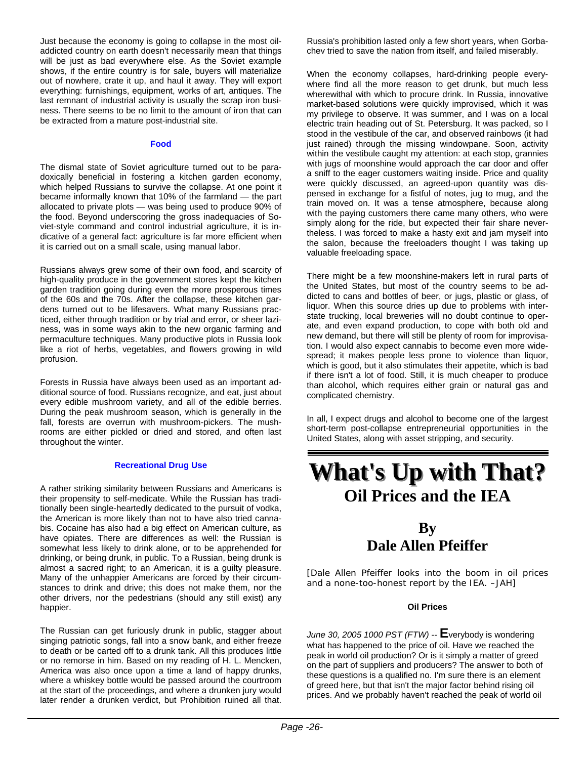Just because the economy is going to collapse in the most oil-addicted country on earth doesn't necessarily mean that things will be just as bad everywhere else. As the Soviet example shows, if the entire country is for sale, buyers will materialize out of nowhere, crate it up, and haul it away. They will export everything: furnishings, equipment, works of art, antiques. The last remnant of industrial activity is usually the scrap iron business. There seems to be no limit to the amount of iron that can be extracted from a mature post-industrial site.

### Food

The dismal state of Soviet agriculture turned out to be paradoxically beneficial in fostering a kitchen garden economy, which helped Russians to survive the collapse. At one point it became informally known that 10% of the farmland — the part allocated to private plots — was being used to produce 90% of the food. Beyond underscoring the gross inadequacies of Soviet-style command and control industrial agriculture, it is indicative of a general fact: agriculture is far more efficient when it is carried out on a small scale, using manual labor.

Russians always grew some of their own food, and scarcity of high-quality produce in the government stores kept the kitchen garden tradition going during even the more prosperous times of the 60s and the 70s. After the collapse, these kitchen gardens turned out to be lifesavers. What many Russians practiced, either through tradition or by trial and error, or sheer laziness, was in some ways akin to the new organic farming and permaculture techniques. Many productive plots in Russia look like a riot of herbs, vegetables, and flowers growing in wild profusion.

Forests in Russia have always been used as an important additional source of food. Russians recognize, and eat, just about every edible mushroom variety, and all of the edible berries. During the peak mushroom season, which is generally in the fall, forests are overrun with mushroom-pickers. The mushrooms are either pickled or dried and stored, and often last throughout the winter.

### Recreational Drug Use

A rather striking similarity between Russians and Americans is their propensity to self-medicate. While the Russian has traditionally been single-heartedly dedicated to the pursuit of vodka, the American is more likely than not to have also tried cannabis. Cocaine has also had a big effect on American culture, as have opiates. There are differences as well: the Russian is somewhat less likely to drink alone, or to be apprehended for drinking, or being drunk, in public. To a Russian, being drunk is almost a sacred right; to an American, it is a guilty pleasure. Many of the unhappier Americans are forced by their circumstances to drink and drive; this does not make them, nor the other drivers, nor the pedestrians (should any still exist) any happier.

The Russian can get furiously drunk in public, stagger about singing patriotic songs, fall into a snow bank, and either freeze to death or be carted off to a drunk tank. All this produces little or no remorse in him. Based on my reading of H. L. Mencken, America was also once upon a time a land of happy drunks, where a whiskey bottle would be passed around the courtroom at the start of the proceedings, and where a drunken jury would later render a drunken verdict, but Prohibition ruined all that. Russia's prohibition lasted only a few short years, when Gorbachev tried to save the nation from itself, and failed miserably.

When the economy collapses, hard-drinking people everywhere find all the more reason to get drunk, but much less wherewithal with which to procure drink. In Russia, innovative market-based solutions were quickly improvised, which it was my privilege to observe. It was summer, and I was on a local electric train heading out of St. Petersburg. It was packed, so I stood in the vestibule of the car, and observed rainbows (it had just rained) through the missing windowpane. Soon, activity within the vestibule caught my attention: at each stop, grannies with jugs of moonshine would approach the car door and offer a sniff to the eager customers waiting inside. Price and quality were quickly discussed, an agreed-upon quantity was dispensed in exchange for a fistful of notes, jug to mug, and the train moved on. It was a tense atmosphere, because along with the paying customers there came many others, who were simply along for the ride, but expected their fair share nevertheless. I was forced to make a hasty exit and jam myself into the salon, because the freeloaders thought I was taking up valuable freeloading space.

There might be a few moonshine-makers left in rural parts of the United States, but most of the country seems to be addicted to cans and bottles of beer, or jugs, plastic or glass, of liquor. When this source dries up due to problems with interstate trucking, local breweries will no doubt continue to operate, and even expand production, to cope with both old and new demand, but there will still be plenty of room for improvisation. I would also expect cannabis to become even more widespread; it makes people less prone to violence than liquor, which is good, but it also stimulates their appetite, which is bad if there isn't a lot of food. Still, it is much cheaper to produce than alcohol, which requires either grain or natural gas and complicated chemistry.

In all, I expect drugs and alcohol to become one of the largest short-term post-collapse entrepreneurial opportunities in the United States, along with asset stripping, and security.

# What's Up with That?

## Oil Prices and the IEA

## By Dale Allen Pfeiffer

[Dale Allen Pfeiffer looks into the boom in oil prices and a none-too-honest report by the IEA. –JAH]

### Oil Prices

*June 30, 2005 1000 PST (FTW)* -- **E**verybody is wondering what has happened to the price of oil. Have we reached the peak in world oil production? Or is it simply a matter of greed on the part of suppliers and producers? The answer to both of these questions is a qualified no. I'm sure there is an element of greed here, but that isn't the major factor behind rising oil prices. And we probably haven't reached the peak of world oil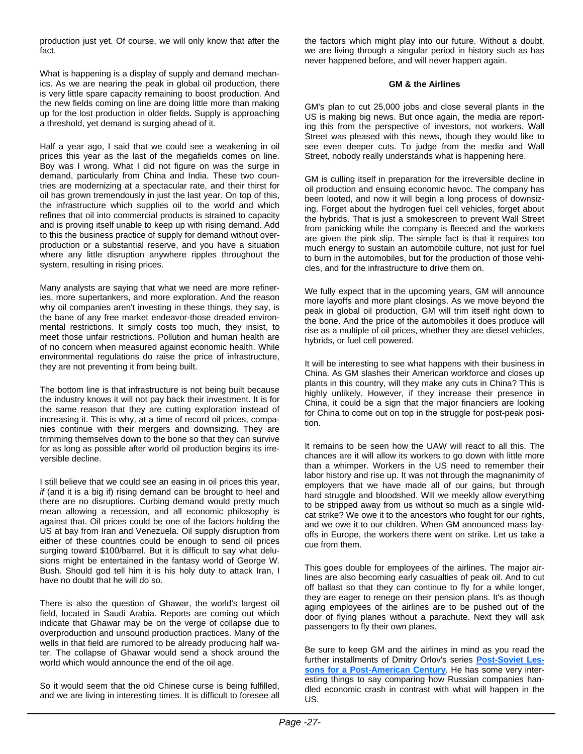production just yet. Of course, we will only know that after the fact.

What is happening is a display of supply and demand mechanics. As we are nearing the peak in global oil production, there is very little spare capacity remaining to boost production. And the new fields coming on line are doing little more than making up for the lost production in older fields. Supply is approaching a threshold, yet demand is surging ahead of it.

Half a year ago, I said that we could see a weakening in oil prices this year as the last of the megafields comes on line. Boy was I wrong. What I did not figure on was the surge in demand, particularly from China and India. These two countries are modernizing at a spectacular rate, and their thirst for oil has grown tremendously in just the last year. On top of this, the infrastructure which supplies oil to the world and which refines that oil into commercial products is strained to capacity and is proving itself unable to keep up with rising demand. Add to this the business practice of supply for demand without overproduction or a substantial reserve, and you have a situation where any little disruption anywhere ripples throughout the system, resulting in rising prices.

Many analysts are saying that what we need are more refineries, more supertankers, and more exploration. And the reason why oil companies aren't investing in these things, they say, is the bane of any free market endeavor-those dreaded environmental restrictions. It simply costs too much, they insist, to meet those unfair restrictions. Pollution and human health are of no concern when measured against economic health. While environmental regulations do raise the price of infrastructure, they are not preventing it from being built.

The bottom line is that infrastructure is not being built because the industry knows it will not pay back their investment. It is for the same reason that they are cutting exploration instead of increasing it. This is why, at a time of record oil prices, companies continue with their mergers and downsizing. They are trimming themselves down to the bone so that they can survive for as long as possible after world oil production begins its irreversible decline.

I still believe that we could see an easing in oil prices this year, *if* (and it is a big if) rising demand can be brought to heel and there are no disruptions. Curbing demand would pretty much mean allowing a recession, and all economic philosophy is against that. Oil prices could be one of the factors holding the US at bay from Iran and Venezuela. Oil supply disruption from either of these countries could be enough to send oil prices surging toward $100/barrel. But it is difficult to say what delusions might be entertained in the fantasy world of George W. Bush. Should god tell him it is his holy duty to attack Iran, I have no doubt that he will do so.

There is also the question of Ghawar, the world's largest oil field, located in Saudi Arabia. Reports are coming out which indicate that Ghawar may be on the verge of collapse due to overproduction and unsound production practices. Many of the wells in that field are rumored to be already producing half water. The collapse of Ghawar would send a shock around the world which would announce the end of the oil age.

So it would seem that the old Chinese curse is being fulfilled, and we are living in interesting times. It is difficult to foresee all the factors which might play into our future. Without a doubt, we are living through a singular period in history such as has never happened before, and will never happen again.

**GM & the Airlines**

GM's plan to cut 25,000 jobs and close several plants in the US is making big news. But once again, the media are reporting this from the perspective of investors, not workers. Wall Street was pleased with this news, though they would like to see even deeper cuts. To judge from the media and Wall Street, nobody really understands what is happening here.

GM is culling itself in preparation for the irreversible decline in oil production and ensuing economic havoc. The company has been looted, and now it will begin a long process of downsizing. Forget about the hydrogen fuel cell vehicles, forget about the hybrids. That is just a smokescreen to prevent Wall Street from panicking while the company is fleeced and the workers are given the pink slip. The simple fact is that it requires too much energy to sustain an automobile culture, not just for fuel to burn in the automobiles, but for the production of those vehicles, and for the infrastructure to drive them on.

We fully expect that in the upcoming years, GM will announce more layoffs and more plant closings. As we move beyond the peak in global oil production, GM will trim itself right down to the bone. And the price of the automobiles it does produce will rise as a multiple of oil prices, whether they are diesel vehicles, hybrids, or fuel cell powered.

It will be interesting to see what happens with their business in China. As GM slashes their American workforce and closes up plants in this country, will they make any cuts in China? This is highly unlikely. However, if they increase their presence in China, it could be a sign that the major financiers are looking for China to come out on top in the struggle for post-peak position.

It remains to be seen how the UAW will react to all this. The chances are it will allow its workers to go down with little more than a whimper. Workers in the US need to remember their labor history and rise up. It was not through the magnanimity of employers that we have made all of our gains, but through hard struggle and bloodshed. Will we meekly allow everything to be stripped away from us without so much as a single wildcat strike? We owe it to the ancestors who fought for our rights, and we owe it to our children. When GM announced mass layoffs in Europe, the workers there went on strike. Let us take a cue from them.

This goes double for employees of the airlines. The major airlines are also becoming early casualties of peak oil. And to cut off ballast so that they can continue to fly for a while longer, they are eager to renege on their pension plans. It's as though aging employees of the airlines are to be pushed out of the door of flying planes without a parachute. Next they will ask passengers to fly their own planes.

Be sure to keep GM and the airlines in mind as you read the further installments of Dmitry Orlov's series **Post-Soviet Lessons for a Post-American Century**. He has some very interesting things to say comparing how Russian companies handled economic crash in contrast with what will happen in the US.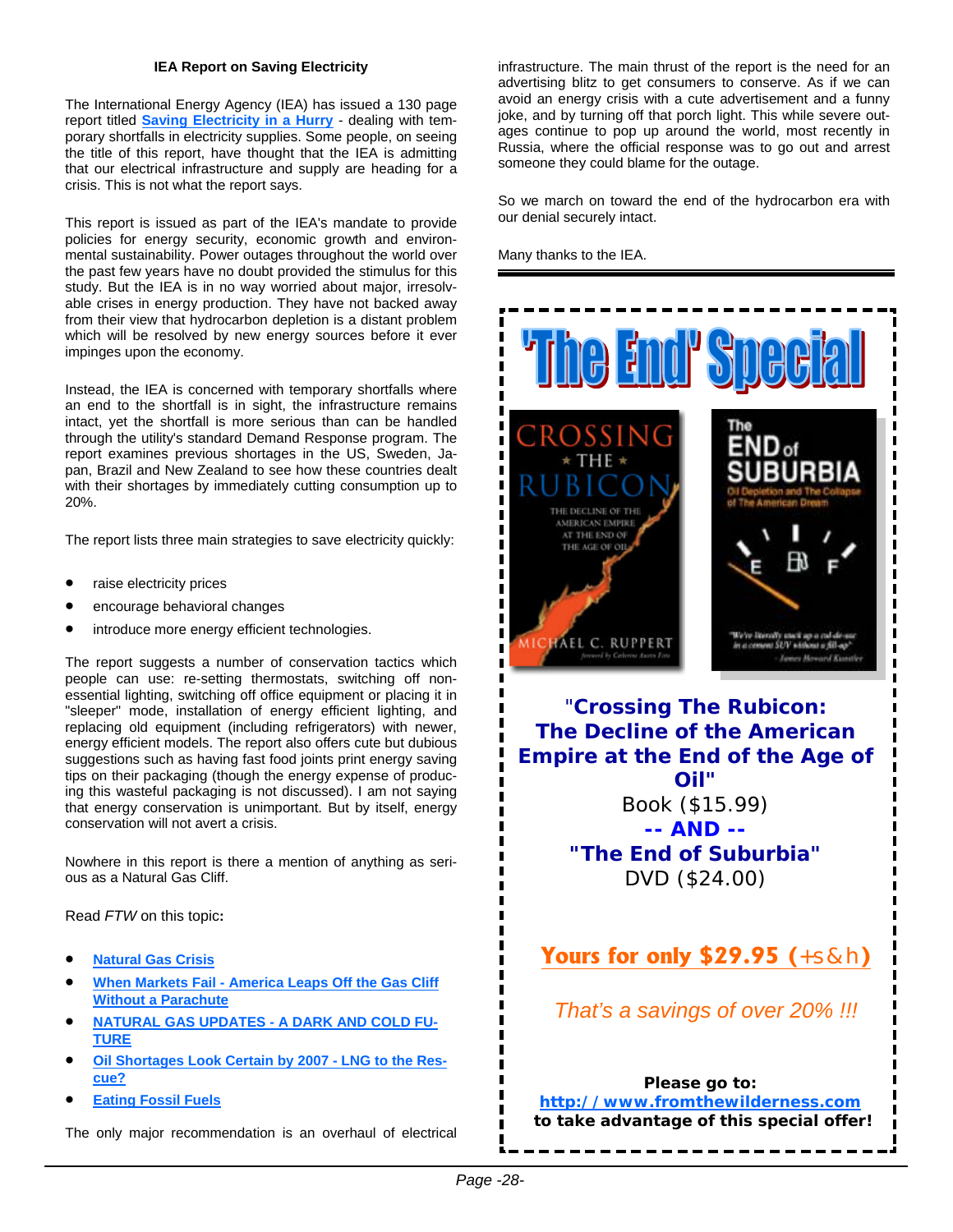### IEA Report on Saving Electricity

The International Energy Agency (IEA) has issued a 130 page report titled **Saving Electricity in a Hurry** - dealing with temporary shortfalls in electricity supplies. Some people, on seeing the title of this report, have thought that the IEA is admitting that our electrical infrastructure and supply are heading for a crisis. This is not what the report says.

This report is issued as part of the IEA's mandate to provide policies for energy security, economic growth and environmental sustainability. Power outages throughout the world over the past few years have no doubt provided the stimulus for this study. But the IEA is in no way worried about major, irresolvable crises in energy production. They have not backed away from their view that hydrocarbon depletion is a distant problem which will be resolved by new energy sources before it ever impinges upon the economy.

Instead, the IEA is concerned with temporary shortfalls where an end to the shortfall is in sight, the infrastructure remains intact, yet the shortfall is more serious than can be handled through the utility's standard Demand Response program. The report examines previous shortages in the US, Sweden, Japan, Brazil and New Zealand to see how these countries dealt with their shortages by immediately cutting consumption up to 20%.

The report lists three main strategies to save electricity quickly:

- raise electricity prices
- encourage behavioral changes
- introduce more energy efficient technologies.

The report suggests a number of conservation tactics which people can use: re-setting thermostats, switching off non-essential lighting, switching off office equipment or placing it in "sleeper" mode, installation of energy efficient lighting, and replacing old equipment (including refrigerators) with newer, energy efficient models. The report also offers cute but dubious suggestions such as having fast food joints print energy saving tips on their packaging (though the energy expense of producing this wasteful packaging is not discussed). I am not saying that energy conservation is unimportant. But by itself, energy conservation will not avert a crisis.

Nowhere in this report is there a mention of anything as serious as a Natural Gas Cliff.

Read *FTW* on this topic**:**

- **Natural Gas Crisis**
- **When Markets Fail - America Leaps Off the Gas Cliff Without a Parachute**
- **NATURAL GAS UPDATES - A DARK AND COLD FUTURE**
- **Oil Shortages Look Certain by 2007 - LNG to the Rescue?**
- **Eating Fossil Fuels**

The only major recommendation is an overhaul of electrical infrastructure. The main thrust of the report is the need for an advertising blitz to get consumers to conserve. As if we can avoid an energy crisis with a cute advertisement and a funny joke, and by turning off that porch light. This while severe outages continue to pop up around the world, most recently in Russia, where the official response was to go out and arrest someone they could blame for the outage.

So we march on toward the end of the hydrocarbon era with our denial securely intact.

Many thanks to the IEA.

---

## 'The End' Special

**"Crossing The Rubicon: The Decline of the American Empire at the End of the Age of Oil"**
Book ($15.99)
**-- AND --**
**"The End of Suburbia"**
DVD ($24.00)

**Yours for only $29.95 (+s&h)**

*That's a savings of over 20% !!!*

**Please go to:**
**http://www.fromthewilderness.com**
**to take advantage of this special offer!**